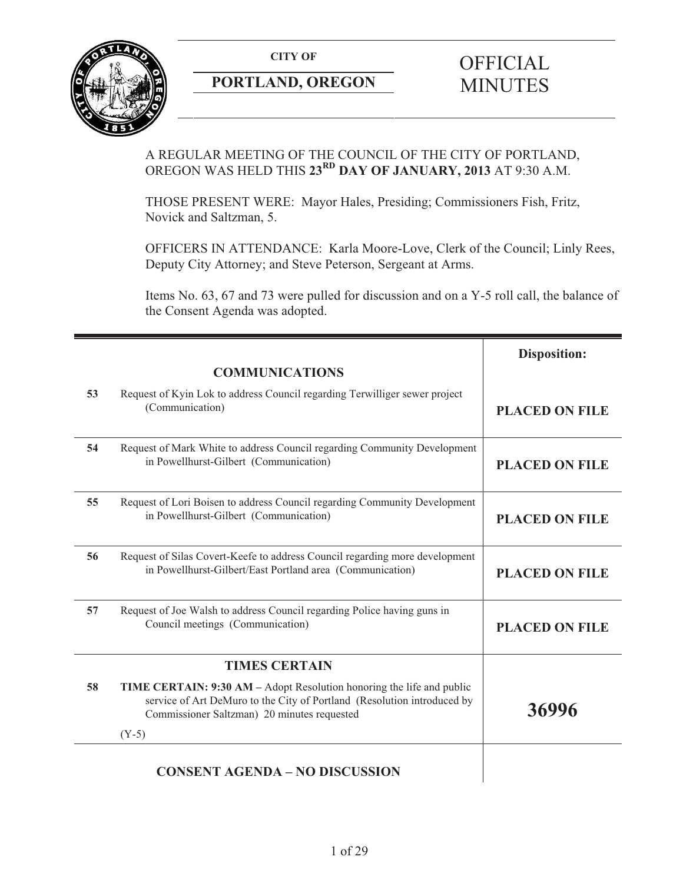**CITY OF**

**PORTLAND, OREGON**

# OFFICIAL MINUTES

A REGULAR MEETING OF THE COUNCIL OF THE CITY OF PORTLAND, OREGON WAS HELD THIS **23RD DAY OF JANUARY, 2013** AT 9:30 A.M.

THOSE PRESENT WERE: Mayor Hales, Presiding; Commissioners Fish, Fritz, Novick and Saltzman, 5.

OFFICERS IN ATTENDANCE: Karla Moore-Love, Clerk of the Council; Linly Rees, Deputy City Attorney; and Steve Peterson, Sergeant at Arms.

Items No. 63, 67 and 73 were pulled for discussion and on a Y-5 roll call, the balance of the Consent Agenda was adopted.

| | | **Disposition:** |
|---|---|---|
| | **COMMUNICATIONS** | |
| **53** | Request of Kyin Lok to address Council regarding Terwilliger sewer project (Communication) | **PLACED ON FILE** |
| **54** | Request of Mark White to address Council regarding Community Development in Powellhurst-Gilbert (Communication) | **PLACED ON FILE** |
| **55** | Request of Lori Boisen to address Council regarding Community Development in Powellhurst-Gilbert (Communication) | **PLACED ON FILE** |
| **56** | Request of Silas Covert-Keefe to address Council regarding more development in Powellhurst-Gilbert/East Portland area (Communication) | **PLACED ON FILE** |
| **57** | Request of Joe Walsh to address Council regarding Police having guns in Council meetings (Communication) | **PLACED ON FILE** |
| | **TIMES CERTAIN** | |
| **58** | **TIME CERTAIN: 9:30 AM –** Adopt Resolution honoring the life and public service of Art DeMuro to the City of Portland (Resolution introduced by Commissioner Saltzman) 20 minutes requested<br>(Y-5) | **36996** |
| | **CONSENT AGENDA – NO DISCUSSION** | |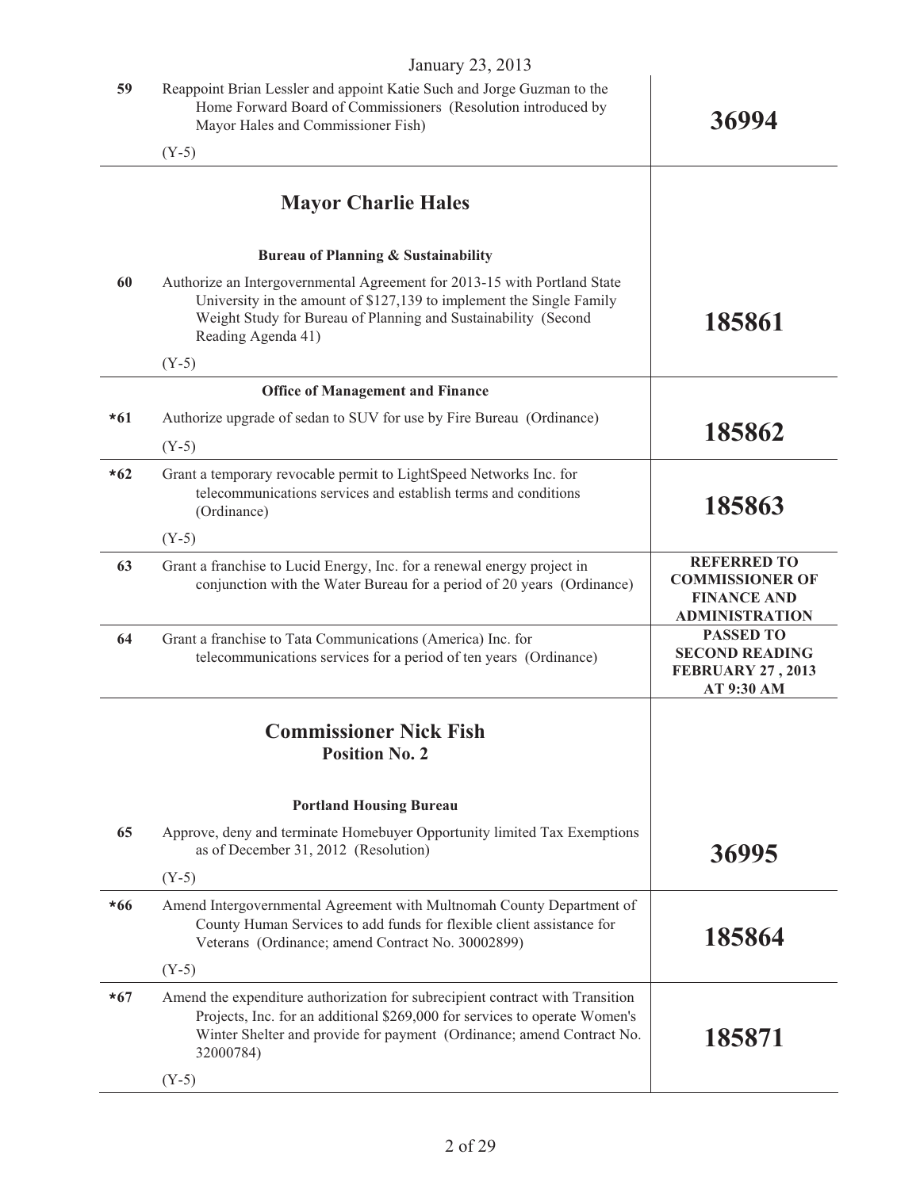January 23, 2013

| | | |
|---|---|---|
| 59 | Reappoint Brian Lessler and appoint Katie Such and Jorge Guzman to the Home Forward Board of Commissioners (Resolution introduced by Mayor Hales and Commissioner Fish)<br><br>(Y-5) | **36994** |

## Mayor Charlie Hales

### Bureau of Planning & Sustainability

| | | |
|---|---|---|
| 60 | Authorize an Intergovernmental Agreement for 2013-15 with Portland State University in the amount of $127,139 to implement the Single Family Weight Study for Bureau of Planning and Sustainability (Second Reading Agenda 41)<br><br>(Y-5) | **185861** |

### Office of Management and Finance

| | | |
|---|---|---|
| *61 | Authorize upgrade of sedan to SUV for use by Fire Bureau (Ordinance)<br><br>(Y-5) | **185862** |
| *62 | Grant a temporary revocable permit to LightSpeed Networks Inc. for telecommunications services and establish terms and conditions (Ordinance)<br><br>(Y-5) | **185863** |
| 63 | Grant a franchise to Lucid Energy, Inc. for a renewal energy project in conjunction with the Water Bureau for a period of 20 years (Ordinance) | **REFERRED TO COMMISSIONER OF FINANCE AND ADMINISTRATION** |
| 64 | Grant a franchise to Tata Communications (America) Inc. for telecommunications services for a period of ten years (Ordinance) | **PASSED TO SECOND READING FEBRUARY 27 , 2013 AT 9:30 AM** |

## Commissioner Nick Fish
### Position No. 2

### Portland Housing Bureau

| | | |
|---|---|---|
| 65 | Approve, deny and terminate Homebuyer Opportunity limited Tax Exemptions as of December 31, 2012 (Resolution)<br><br>(Y-5) | **36995** |
| *66 | Amend Intergovernmental Agreement with Multnomah County Department of County Human Services to add funds for flexible client assistance for Veterans (Ordinance; amend Contract No. 30002899)<br><br>(Y-5) | **185864** |
| *67 | Amend the expenditure authorization for subrecipient contract with Transition Projects, Inc. for an additional $269,000 for services to operate Women's Winter Shelter and provide for payment (Ordinance; amend Contract No. 32000784)<br><br>(Y-5) | **185871** |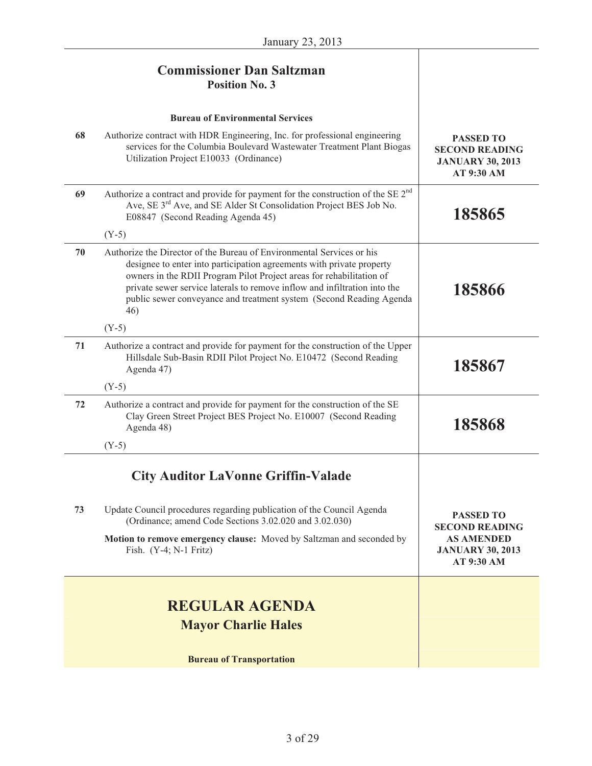## Commissioner Dan Saltzman
### Position No. 3

**Bureau of Environmental Services**

| # | Item | Disposition |
|---|---|---|
| 68 | Authorize contract with HDR Engineering, Inc. for professional engineering services for the Columbia Boulevard Wastewater Treatment Plant Biogas Utilization Project E10033 (Ordinance) | **PASSED TO SECOND READING JANUARY 30, 2013 AT 9:30 AM** |
| 69 | Authorize a contract and provide for payment for the construction of the SE 2nd Ave, SE 3rd Ave, and SE Alder St Consolidation Project BES Job No. E08847 (Second Reading Agenda 45) <br> (Y-5) | **185865** |
| 70 | Authorize the Director of the Bureau of Environmental Services or his designee to enter into participation agreements with private property owners in the RDII Program Pilot Project areas for rehabilitation of private sewer service laterals to remove inflow and infiltration into the public sewer conveyance and treatment system (Second Reading Agenda 46) <br> (Y-5) | **185866** |
| 71 | Authorize a contract and provide for payment for the construction of the Upper Hillsdale Sub-Basin RDII Pilot Project No. E10472 (Second Reading Agenda 47) <br> (Y-5) | **185867** |
| 72 | Authorize a contract and provide for payment for the construction of the SE Clay Green Street Project BES Project No. E10007 (Second Reading Agenda 48) <br> (Y-5) | **185868** |

## City Auditor LaVonne Griffin-Valade

| # | Item | Disposition |
|---|---|---|
| 73 | Update Council procedures regarding publication of the Council Agenda (Ordinance; amend Code Sections 3.02.020 and 3.02.030) <br> **Motion to remove emergency clause:** Moved by Saltzman and seconded by Fish. (Y-4; N-1 Fritz) | **PASSED TO SECOND READING AS AMENDED JANUARY 30, 2013 AT 9:30 AM** |

# REGULAR AGENDA
## Mayor Charlie Hales

**Bureau of Transportation**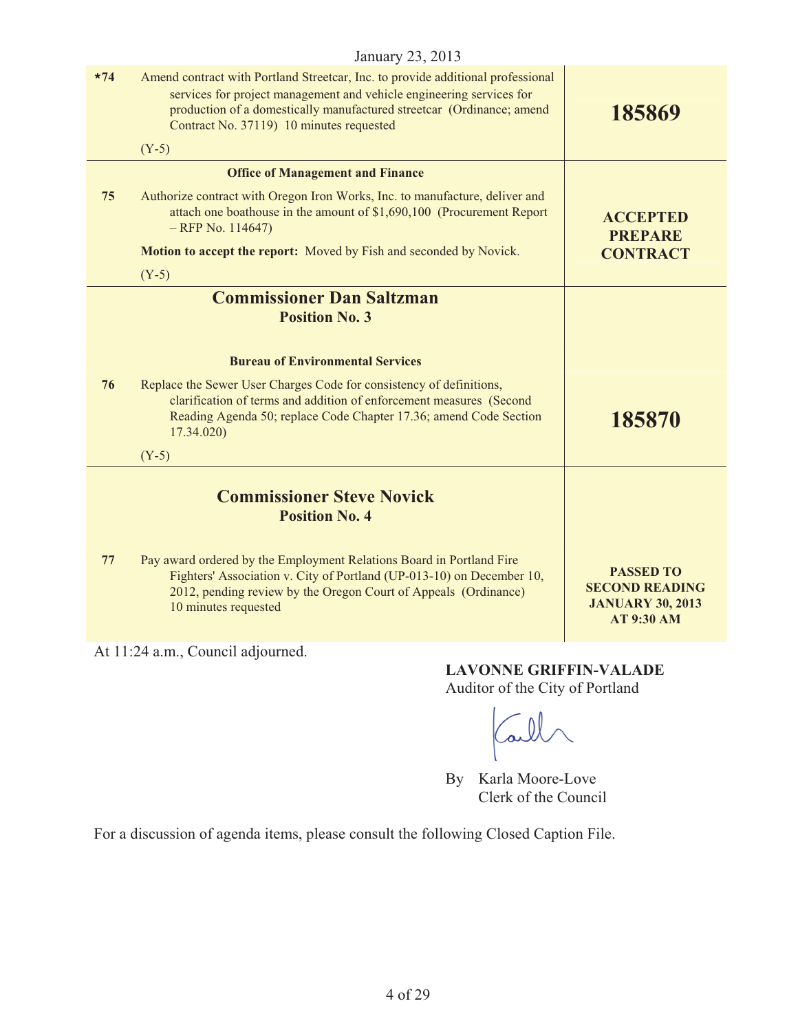January 23, 2013

| | | |
|---|---|---|
| *74 | Amend contract with Portland Streetcar, Inc. to provide additional professional services for project management and vehicle engineering services for production of a domestically manufactured streetcar (Ordinance; amend Contract No. 37119) 10 minutes requested<br><br>(Y-5) | **185869** |
| | **Office of Management and Finance** | |
| 75 | Authorize contract with Oregon Iron Works, Inc. to manufacture, deliver and attach one boathouse in the amount of $1,690,100 (Procurement Report – RFP No. 114647)<br><br>**Motion to accept the report:** Moved by Fish and seconded by Novick.<br><br>(Y-5) | **ACCEPTED PREPARE CONTRACT** |
| | **Commissioner Dan Saltzman**<br>**Position No. 3** | |
| | **Bureau of Environmental Services** | |
| 76 | Replace the Sewer User Charges Code for consistency of definitions, clarification of terms and addition of enforcement measures (Second Reading Agenda 50; replace Code Chapter 17.36; amend Code Section 17.34.020)<br><br>(Y-5) | **185870** |
| | **Commissioner Steve Novick**<br>**Position No. 4** | |
| 77 | Pay award ordered by the Employment Relations Board in Portland Fire Fighters' Association v. City of Portland (UP-013-10) on December 10, 2012, pending review by the Oregon Court of Appeals (Ordinance) 10 minutes requested | **PASSED TO SECOND READING JANUARY 30, 2013 AT 9:30 AM** |

At 11:24 a.m., Council adjourned.

**LAVONNE GRIFFIN-VALADE**
Auditor of the City of Portland

By Karla Moore-Love
Clerk of the Council

For a discussion of agenda items, please consult the following Closed Caption File.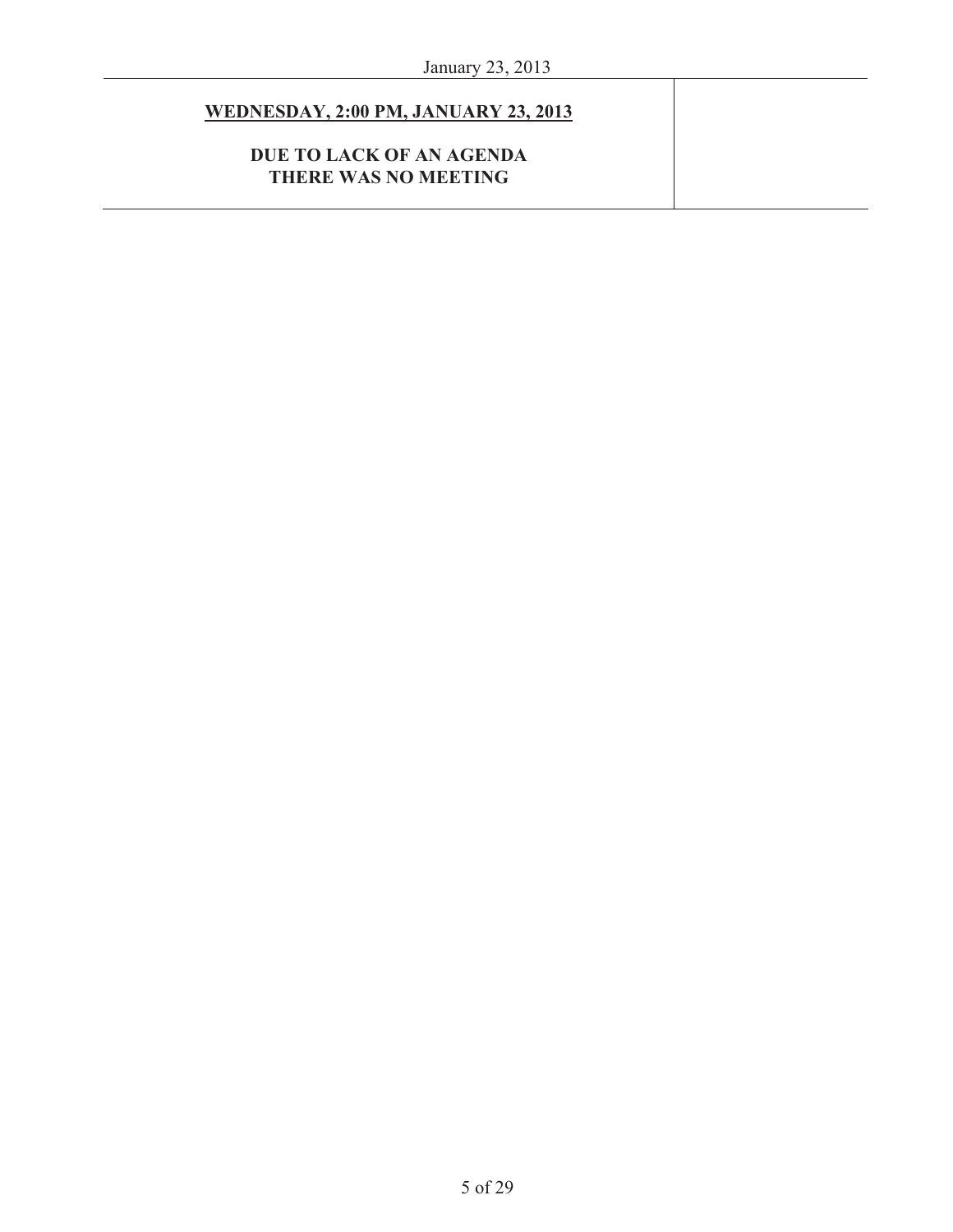**<u>WEDNESDAY, 2:00 PM, JANUARY 23, 2013</u>**

**DUE TO LACK OF AN AGENDA**
**THERE WAS NO MEETING**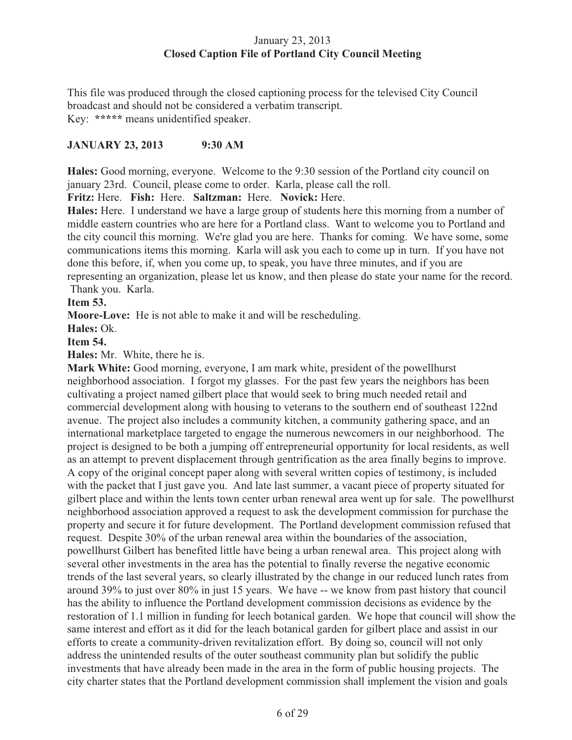This file was produced through the closed captioning process for the televised City Council broadcast and should not be considered a verbatim transcript.
Key: ***** means unidentified speaker.

**JANUARY 23, 2013 9:30 AM**

**Hales:** Good morning, everyone. Welcome to the 9:30 session of the Portland city council on january 23rd. Council, please come to order. Karla, please call the roll.

**Fritz:** Here. **Fish:** Here. **Saltzman:** Here. **Novick:** Here.

**Hales:** Here. I understand we have a large group of students here this morning from a number of middle eastern countries who are here for a Portland class. Want to welcome you to Portland and the city council this morning. We're glad you are here. Thanks for coming. We have some, some communications items this morning. Karla will ask you each to come up in turn. If you have not done this before, if, when you come up, to speak, you have three minutes, and if you are representing an organization, please let us know, and then please do state your name for the record. Thank you. Karla.

**Item 53.**

**Moore-Love:** He is not able to make it and will be rescheduling.

**Hales:** Ok.

**Item 54.**

**Hales:** Mr. White, there he is.

**Mark White:** Good morning, everyone, I am mark white, president of the powellhurst neighborhood association. I forgot my glasses. For the past few years the neighbors has been cultivating a project named gilbert place that would seek to bring much needed retail and commercial development along with housing to veterans to the southern end of southeast 122nd avenue. The project also includes a community kitchen, a community gathering space, and an international marketplace targeted to engage the numerous newcomers in our neighborhood. The project is designed to be both a jumping off entrepreneurial opportunity for local residents, as well as an attempt to prevent displacement through gentrification as the area finally begins to improve. A copy of the original concept paper along with several written copies of testimony, is included with the packet that I just gave you. And late last summer, a vacant piece of property situated for gilbert place and within the lents town center urban renewal area went up for sale. The powellhurst neighborhood association approved a request to ask the development commission for purchase the property and secure it for future development. The Portland development commission refused that request. Despite 30% of the urban renewal area within the boundaries of the association, powellhurst Gilbert has benefited little have being a urban renewal area. This project along with several other investments in the area has the potential to finally reverse the negative economic trends of the last several years, so clearly illustrated by the change in our reduced lunch rates from around 39% to just over 80% in just 15 years. We have -- we know from past history that council has the ability to influence the Portland development commission decisions as evidence by the restoration of 1.1 million in funding for leech botanical garden. We hope that council will show the same interest and effort as it did for the leach botanical garden for gilbert place and assist in our efforts to create a community-driven revitalization effort. By doing so, council will not only address the unintended results of the outer southeast community plan but solidify the public investments that have already been made in the area in the form of public housing projects. The city charter states that the Portland development commission shall implement the vision and goals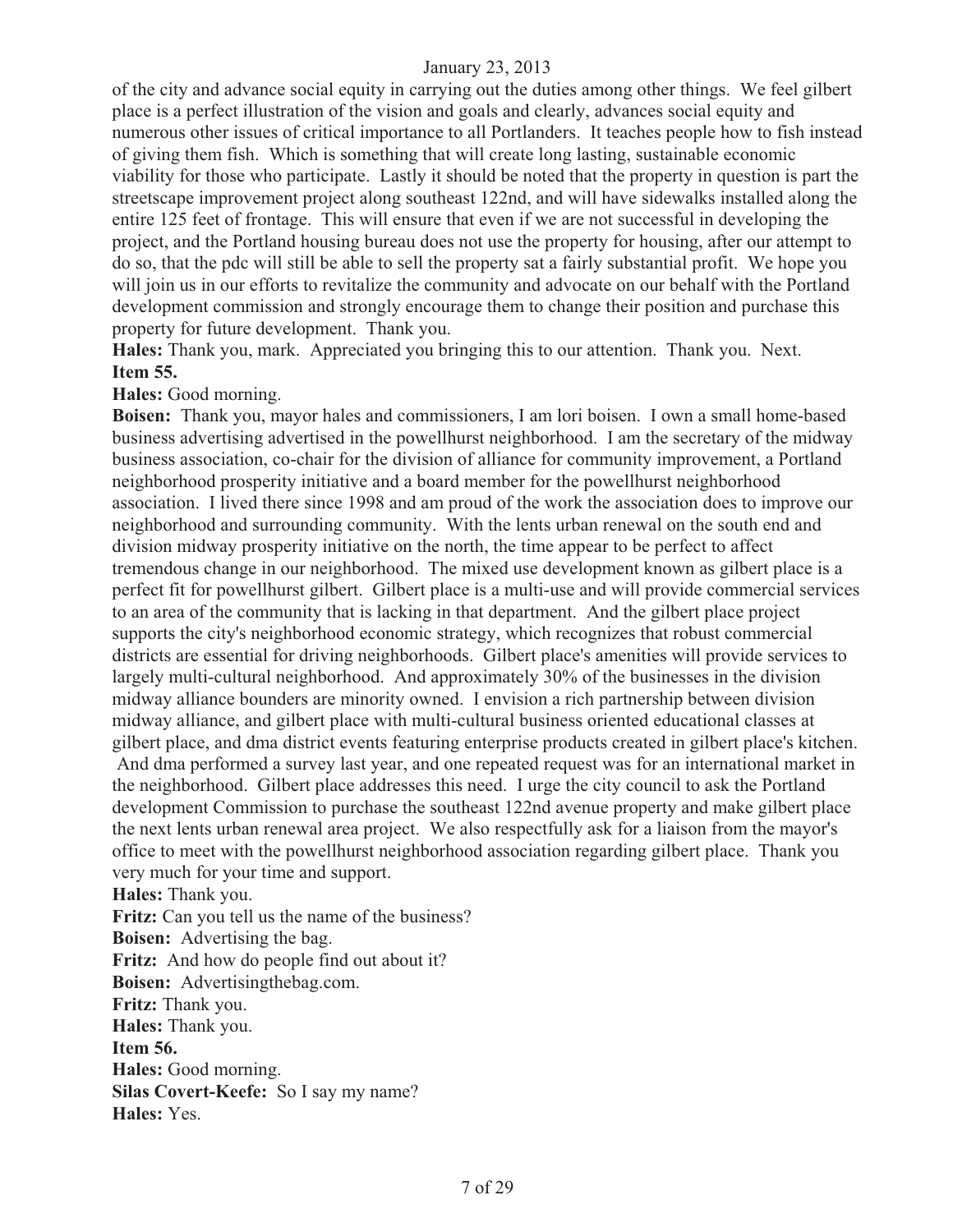of the city and advance social equity in carrying out the duties among other things. We feel gilbert place is a perfect illustration of the vision and goals and clearly, advances social equity and numerous other issues of critical importance to all Portlanders. It teaches people how to fish instead of giving them fish. Which is something that will create long lasting, sustainable economic viability for those who participate. Lastly it should be noted that the property in question is part the streetscape improvement project along southeast 122nd, and will have sidewalks installed along the entire 125 feet of frontage. This will ensure that even if we are not successful in developing the project, and the Portland housing bureau does not use the property for housing, after our attempt to do so, that the pdc will still be able to sell the property sat a fairly substantial profit. We hope you will join us in our efforts to revitalize the community and advocate on our behalf with the Portland development commission and strongly encourage them to change their position and purchase this property for future development. Thank you.

**Hales:** Thank you, mark. Appreciated you bringing this to our attention. Thank you. Next.

**Item 55.**

**Hales:** Good morning.

**Boisen:** Thank you, mayor hales and commissioners, I am lori boisen. I own a small home-based business advertising advertised in the powellhurst neighborhood. I am the secretary of the midway business association, co-chair for the division of alliance for community improvement, a Portland neighborhood prosperity initiative and a board member for the powellhurst neighborhood association. I lived there since 1998 and am proud of the work the association does to improve our neighborhood and surrounding community. With the lents urban renewal on the south end and division midway prosperity initiative on the north, the time appear to be perfect to affect tremendous change in our neighborhood. The mixed use development known as gilbert place is a perfect fit for powellhurst gilbert. Gilbert place is a multi-use and will provide commercial services to an area of the community that is lacking in that department. And the gilbert place project supports the city's neighborhood economic strategy, which recognizes that robust commercial districts are essential for driving neighborhoods. Gilbert place's amenities will provide services to largely multi-cultural neighborhood. And approximately 30% of the businesses in the division midway alliance bounders are minority owned. I envision a rich partnership between division midway alliance, and gilbert place with multi-cultural business oriented educational classes at gilbert place, and dma district events featuring enterprise products created in gilbert place's kitchen. And dma performed a survey last year, and one repeated request was for an international market in the neighborhood. Gilbert place addresses this need. I urge the city council to ask the Portland development Commission to purchase the southeast 122nd avenue property and make gilbert place the next lents urban renewal area project. We also respectfully ask for a liaison from the mayor's office to meet with the powellhurst neighborhood association regarding gilbert place. Thank you very much for your time and support.

**Hales:** Thank you.

**Fritz:** Can you tell us the name of the business?

**Boisen:** Advertising the bag.

**Fritz:** And how do people find out about it?

**Boisen:** Advertisingthebag.com.

**Fritz:** Thank you.

**Hales:** Thank you.

**Item 56.**

**Hales:** Good morning.

**Silas Covert-Keefe:** So I say my name?

**Hales:** Yes.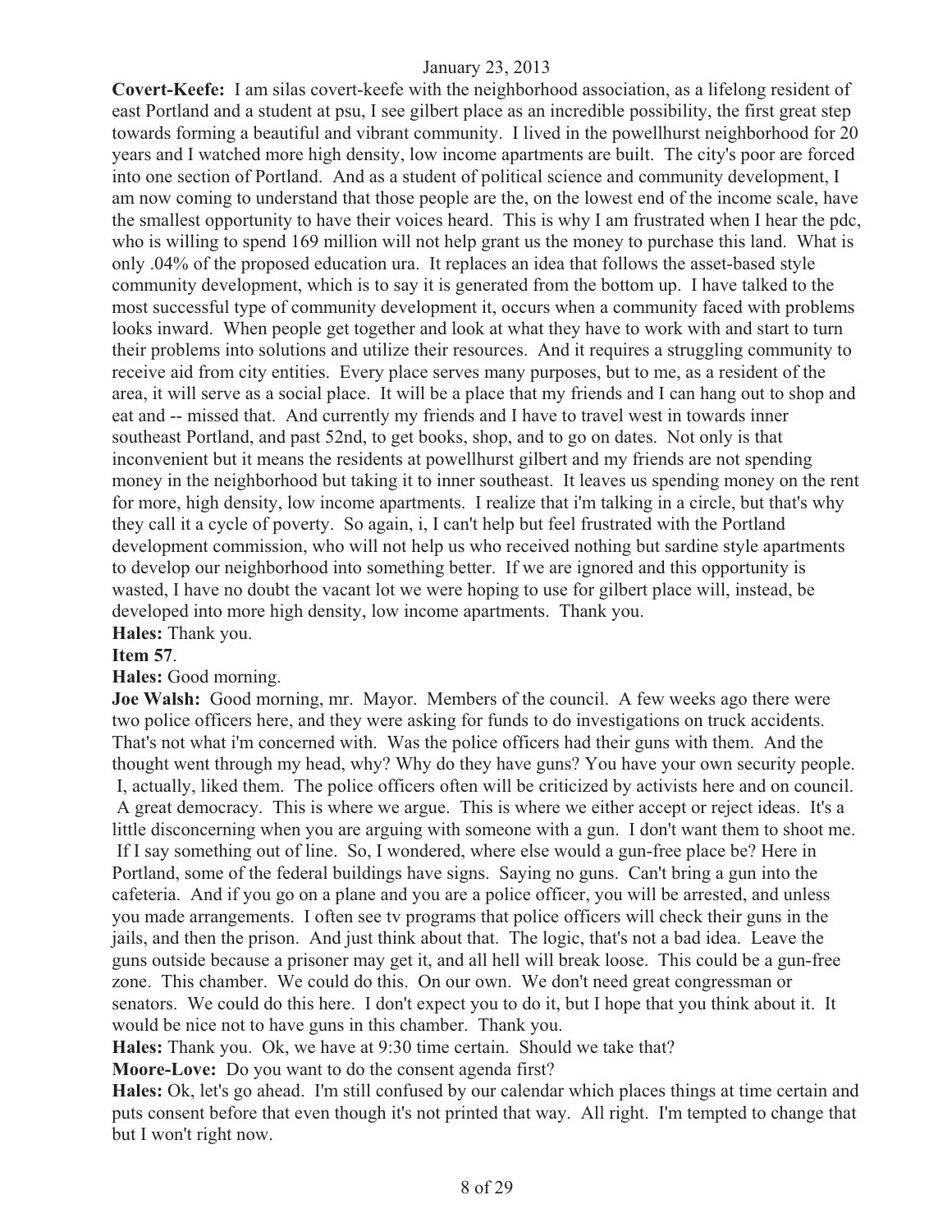**Covert-Keefe:** I am silas covert-keefe with the neighborhood association, as a lifelong resident of east Portland and a student at psu, I see gilbert place as an incredible possibility, the first great step towards forming a beautiful and vibrant community. I lived in the powellhurst neighborhood for 20 years and I watched more high density, low income apartments are built. The city's poor are forced into one section of Portland. And as a student of political science and community development, I am now coming to understand that those people are the, on the lowest end of the income scale, have the smallest opportunity to have their voices heard. This is why I am frustrated when I hear the pdc, who is willing to spend 169 million will not help grant us the money to purchase this land. What is only .04% of the proposed education ura. It replaces an idea that follows the asset-based style community development, which is to say it is generated from the bottom up. I have talked to the most successful type of community development it, occurs when a community faced with problems looks inward. When people get together and look at what they have to work with and start to turn their problems into solutions and utilize their resources. And it requires a struggling community to receive aid from city entities. Every place serves many purposes, but to me, as a resident of the area, it will serve as a social place. It will be a place that my friends and I can hang out to shop and eat and -- missed that. And currently my friends and I have to travel west in towards inner southeast Portland, and past 52nd, to get books, shop, and to go on dates. Not only is that inconvenient but it means the residents at powellhurst gilbert and my friends are not spending money in the neighborhood but taking it to inner southeast. It leaves us spending money on the rent for more, high density, low income apartments. I realize that i'm talking in a circle, but that's why they call it a cycle of poverty. So again, i, I can't help but feel frustrated with the Portland development commission, who will not help us who received nothing but sardine style apartments to develop our neighborhood into something better. If we are ignored and this opportunity is wasted, I have no doubt the vacant lot we were hoping to use for gilbert place will, instead, be developed into more high density, low income apartments. Thank you.

**Hales:** Thank you.

**Item 57**.

**Hales:** Good morning.

**Joe Walsh:** Good morning, mr. Mayor. Members of the council. A few weeks ago there were two police officers here, and they were asking for funds to do investigations on truck accidents. That's not what i'm concerned with. Was the police officers had their guns with them. And the thought went through my head, why? Why do they have guns? You have your own security people. I, actually, liked them. The police officers often will be criticized by activists here and on council. A great democracy. This is where we argue. This is where we either accept or reject ideas. It's a little disconcerning when you are arguing with someone with a gun. I don't want them to shoot me. If I say something out of line. So, I wondered, where else would a gun-free place be? Here in Portland, some of the federal buildings have signs. Saying no guns. Can't bring a gun into the cafeteria. And if you go on a plane and you are a police officer, you will be arrested, and unless you made arrangements. I often see tv programs that police officers will check their guns in the jails, and then the prison. And just think about that. The logic, that's not a bad idea. Leave the guns outside because a prisoner may get it, and all hell will break loose. This could be a gun-free zone. This chamber. We could do this. On our own. We don't need great congressman or senators. We could do this here. I don't expect you to do it, but I hope that you think about it. It would be nice not to have guns in this chamber. Thank you.

**Hales:** Thank you. Ok, we have at 9:30 time certain. Should we take that?

**Moore-Love:** Do you want to do the consent agenda first?

**Hales:** Ok, let's go ahead. I'm still confused by our calendar which places things at time certain and puts consent before that even though it's not printed that way. All right. I'm tempted to change that but I won't right now.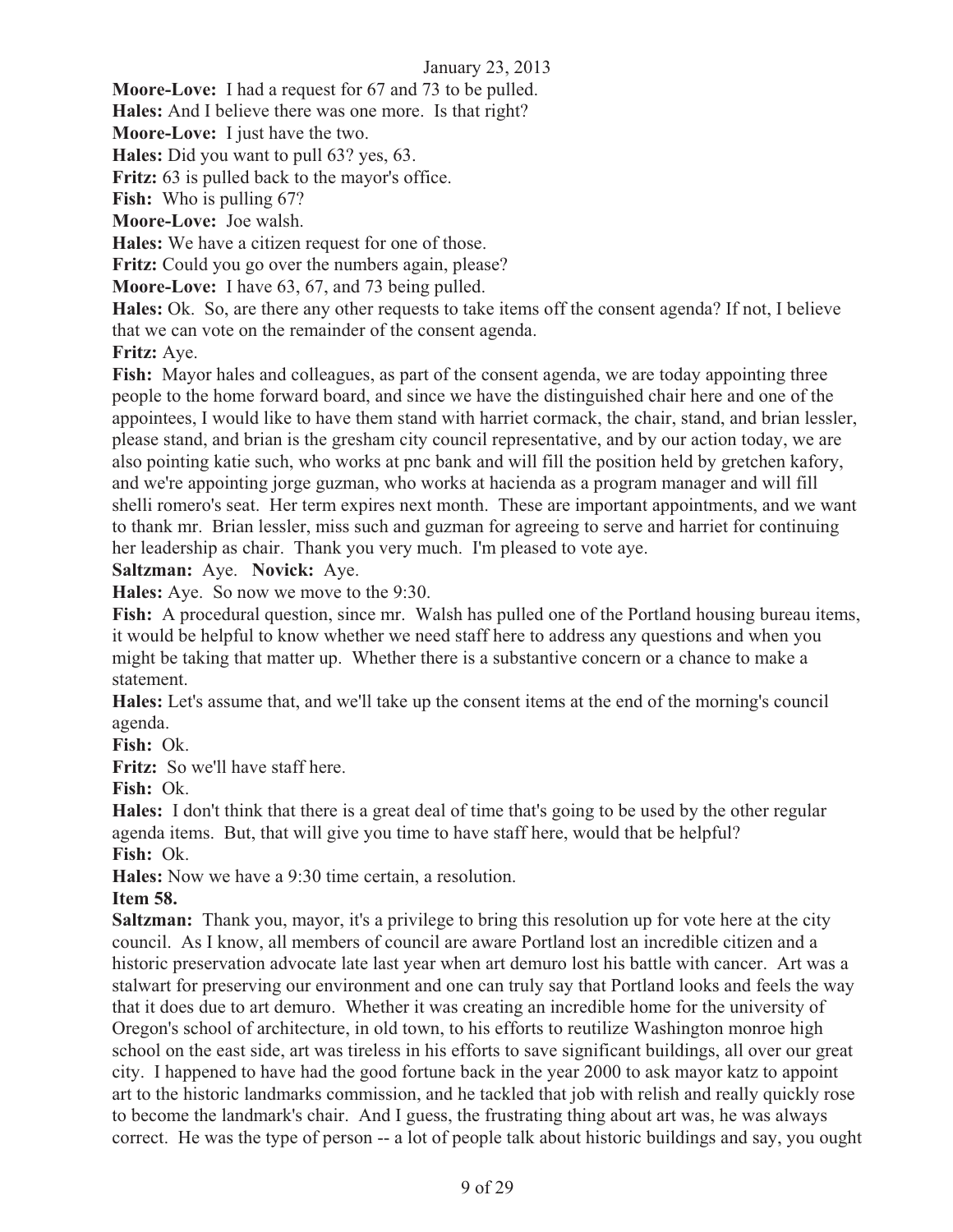**Moore-Love:** I had a request for 67 and 73 to be pulled.

**Hales:** And I believe there was one more. Is that right?

**Moore-Love:** I just have the two.

**Hales:** Did you want to pull 63? yes, 63.

**Fritz:** 63 is pulled back to the mayor's office.

**Fish:** Who is pulling 67?

**Moore-Love:** Joe walsh.

**Hales:** We have a citizen request for one of those.

**Fritz:** Could you go over the numbers again, please?

**Moore-Love:** I have 63, 67, and 73 being pulled.

**Hales:** Ok. So, are there any other requests to take items off the consent agenda? If not, I believe that we can vote on the remainder of the consent agenda.

**Fritz:** Aye.

**Fish:** Mayor hales and colleagues, as part of the consent agenda, we are today appointing three people to the home forward board, and since we have the distinguished chair here and one of the appointees, I would like to have them stand with harriet cormack, the chair, stand, and brian lessler, please stand, and brian is the gresham city council representative, and by our action today, we are also pointing katie such, who works at pnc bank and will fill the position held by gretchen kafory, and we're appointing jorge guzman, who works at hacienda as a program manager and will fill shelli romero's seat. Her term expires next month. These are important appointments, and we want to thank mr. Brian lessler, miss such and guzman for agreeing to serve and harriet for continuing her leadership as chair. Thank you very much. I'm pleased to vote aye.

**Saltzman:** Aye. **Novick:** Aye.

**Hales:** Aye. So now we move to the 9:30.

**Fish:** A procedural question, since mr. Walsh has pulled one of the Portland housing bureau items, it would be helpful to know whether we need staff here to address any questions and when you might be taking that matter up. Whether there is a substantive concern or a chance to make a statement.

**Hales:** Let's assume that, and we'll take up the consent items at the end of the morning's council agenda.

**Fish:** Ok.

**Fritz:** So we'll have staff here.

**Fish:** Ok.

**Hales:** I don't think that there is a great deal of time that's going to be used by the other regular agenda items. But, that will give you time to have staff here, would that be helpful?

**Fish:** Ok.

**Hales:** Now we have a 9:30 time certain, a resolution.

**Item 58.**

**Saltzman:** Thank you, mayor, it's a privilege to bring this resolution up for vote here at the city council. As I know, all members of council are aware Portland lost an incredible citizen and a historic preservation advocate late last year when art demuro lost his battle with cancer. Art was a stalwart for preserving our environment and one can truly say that Portland looks and feels the way that it does due to art demuro. Whether it was creating an incredible home for the university of Oregon's school of architecture, in old town, to his efforts to reutilize Washington monroe high school on the east side, art was tireless in his efforts to save significant buildings, all over our great city. I happened to have had the good fortune back in the year 2000 to ask mayor katz to appoint art to the historic landmarks commission, and he tackled that job with relish and really quickly rose to become the landmark's chair. And I guess, the frustrating thing about art was, he was always correct. He was the type of person -- a lot of people talk about historic buildings and say, you ought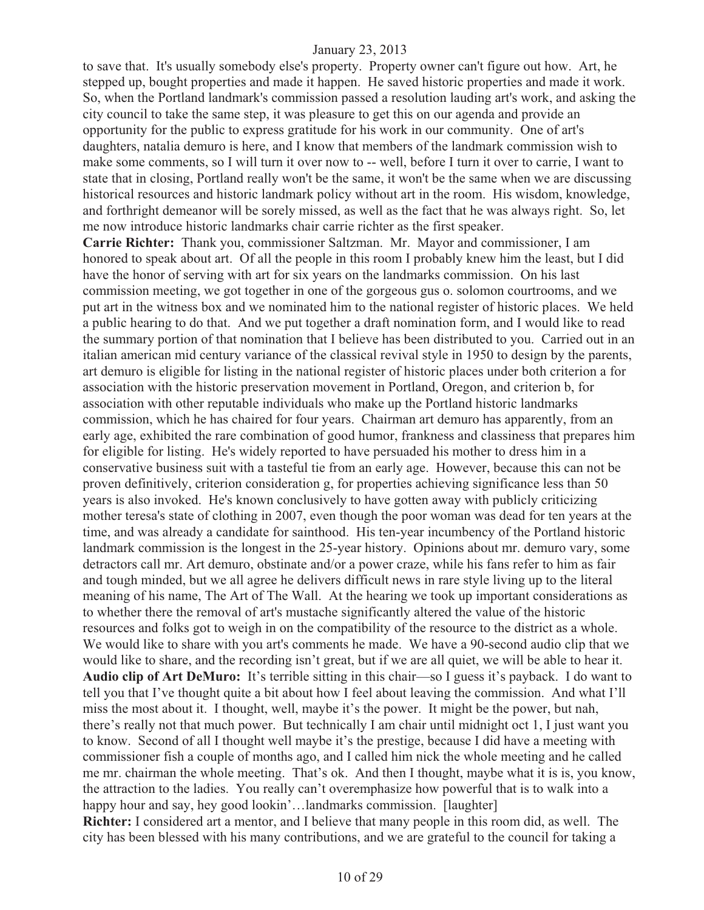to save that. It's usually somebody else's property. Property owner can't figure out how. Art, he stepped up, bought properties and made it happen. He saved historic properties and made it work. So, when the Portland landmark's commission passed a resolution lauding art's work, and asking the city council to take the same step, it was pleasure to get this on our agenda and provide an opportunity for the public to express gratitude for his work in our community. One of art's daughters, natalia demuro is here, and I know that members of the landmark commission wish to make some comments, so I will turn it over now to -- well, before I turn it over to carrie, I want to state that in closing, Portland really won't be the same, it won't be the same when we are discussing historical resources and historic landmark policy without art in the room. His wisdom, knowledge, and forthright demeanor will be sorely missed, as well as the fact that he was always right. So, let me now introduce historic landmarks chair carrie richter as the first speaker.

**Carrie Richter:** Thank you, commissioner Saltzman. Mr. Mayor and commissioner, I am honored to speak about art. Of all the people in this room I probably knew him the least, but I did have the honor of serving with art for six years on the landmarks commission. On his last commission meeting, we got together in one of the gorgeous gus o. solomon courtrooms, and we put art in the witness box and we nominated him to the national register of historic places. We held a public hearing to do that. And we put together a draft nomination form, and I would like to read the summary portion of that nomination that I believe has been distributed to you. Carried out in an italian american mid century variance of the classical revival style in 1950 to design by the parents, art demuro is eligible for listing in the national register of historic places under both criterion a for association with the historic preservation movement in Portland, Oregon, and criterion b, for association with other reputable individuals who make up the Portland historic landmarks commission, which he has chaired for four years. Chairman art demuro has apparently, from an early age, exhibited the rare combination of good humor, frankness and classiness that prepares him for eligible for listing. He's widely reported to have persuaded his mother to dress him in a conservative business suit with a tasteful tie from an early age. However, because this can not be proven definitively, criterion consideration g, for properties achieving significance less than 50 years is also invoked. He's known conclusively to have gotten away with publicly criticizing mother teresa's state of clothing in 2007, even though the poor woman was dead for ten years at the time, and was already a candidate for sainthood. His ten-year incumbency of the Portland historic landmark commission is the longest in the 25-year history. Opinions about mr. demuro vary, some detractors call mr. Art demuro, obstinate and/or a power craze, while his fans refer to him as fair and tough minded, but we all agree he delivers difficult news in rare style living up to the literal meaning of his name, The Art of The Wall. At the hearing we took up important considerations as to whether there the removal of art's mustache significantly altered the value of the historic resources and folks got to weigh in on the compatibility of the resource to the district as a whole. We would like to share with you art's comments he made. We have a 90-second audio clip that we would like to share, and the recording isn't great, but if we are all quiet, we will be able to hear it.

**Audio clip of Art DeMuro:** It's terrible sitting in this chair—so I guess it's payback. I do want to tell you that I've thought quite a bit about how I feel about leaving the commission. And what I'll miss the most about it. I thought, well, maybe it's the power. It might be the power, but nah, there's really not that much power. But technically I am chair until midnight oct 1, I just want you to know. Second of all I thought well maybe it's the prestige, because I did have a meeting with commissioner fish a couple of months ago, and I called him nick the whole meeting and he called me mr. chairman the whole meeting. That's ok. And then I thought, maybe what it is is, you know, the attraction to the ladies. You really can't overemphasize how powerful that is to walk into a happy hour and say, hey good lookin'…landmarks commission. [laughter]

**Richter:** I considered art a mentor, and I believe that many people in this room did, as well. The city has been blessed with his many contributions, and we are grateful to the council for taking a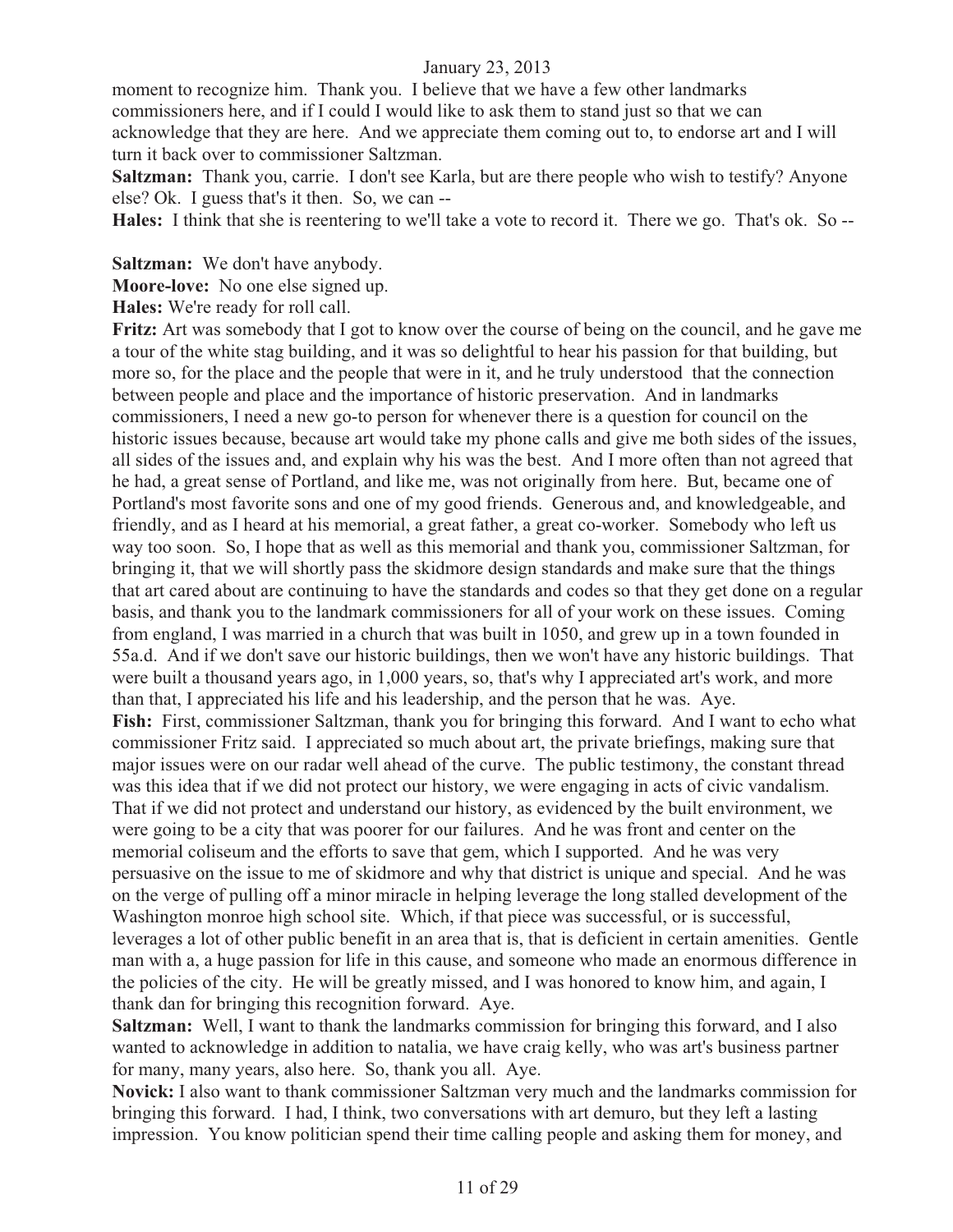moment to recognize him. Thank you. I believe that we have a few other landmarks commissioners here, and if I could I would like to ask them to stand just so that we can acknowledge that they are here. And we appreciate them coming out to, to endorse art and I will turn it back over to commissioner Saltzman.

**Saltzman:** Thank you, carrie. I don't see Karla, but are there people who wish to testify? Anyone else? Ok. I guess that's it then. So, we can --

**Hales:** I think that she is reentering to we'll take a vote to record it. There we go. That's ok. So --

**Saltzman:** We don't have anybody.

**Moore-love:** No one else signed up.

**Hales:** We're ready for roll call.

**Fritz:** Art was somebody that I got to know over the course of being on the council, and he gave me a tour of the white stag building, and it was so delightful to hear his passion for that building, but more so, for the place and the people that were in it, and he truly understood that the connection between people and place and the importance of historic preservation. And in landmarks commissioners, I need a new go-to person for whenever there is a question for council on the historic issues because, because art would take my phone calls and give me both sides of the issues, all sides of the issues and, and explain why his was the best. And I more often than not agreed that he had, a great sense of Portland, and like me, was not originally from here. But, became one of Portland's most favorite sons and one of my good friends. Generous and, and knowledgeable, and friendly, and as I heard at his memorial, a great father, a great co-worker. Somebody who left us way too soon. So, I hope that as well as this memorial and thank you, commissioner Saltzman, for bringing it, that we will shortly pass the skidmore design standards and make sure that the things that art cared about are continuing to have the standards and codes so that they get done on a regular basis, and thank you to the landmark commissioners for all of your work on these issues. Coming from england, I was married in a church that was built in 1050, and grew up in a town founded in 55a.d. And if we don't save our historic buildings, then we won't have any historic buildings. That were built a thousand years ago, in 1,000 years, so, that's why I appreciated art's work, and more than that, I appreciated his life and his leadership, and the person that he was. Aye.

**Fish:** First, commissioner Saltzman, thank you for bringing this forward. And I want to echo what commissioner Fritz said. I appreciated so much about art, the private briefings, making sure that major issues were on our radar well ahead of the curve. The public testimony, the constant thread was this idea that if we did not protect our history, we were engaging in acts of civic vandalism. That if we did not protect and understand our history, as evidenced by the built environment, we were going to be a city that was poorer for our failures. And he was front and center on the memorial coliseum and the efforts to save that gem, which I supported. And he was very persuasive on the issue to me of skidmore and why that district is unique and special. And he was on the verge of pulling off a minor miracle in helping leverage the long stalled development of the Washington monroe high school site. Which, if that piece was successful, or is successful, leverages a lot of other public benefit in an area that is, that is deficient in certain amenities. Gentle man with a, a huge passion for life in this cause, and someone who made an enormous difference in the policies of the city. He will be greatly missed, and I was honored to know him, and again, I thank dan for bringing this recognition forward. Aye.

**Saltzman:** Well, I want to thank the landmarks commission for bringing this forward, and I also wanted to acknowledge in addition to natalia, we have craig kelly, who was art's business partner for many, many years, also here. So, thank you all. Aye.

**Novick:** I also want to thank commissioner Saltzman very much and the landmarks commission for bringing this forward. I had, I think, two conversations with art demuro, but they left a lasting impression. You know politician spend their time calling people and asking them for money, and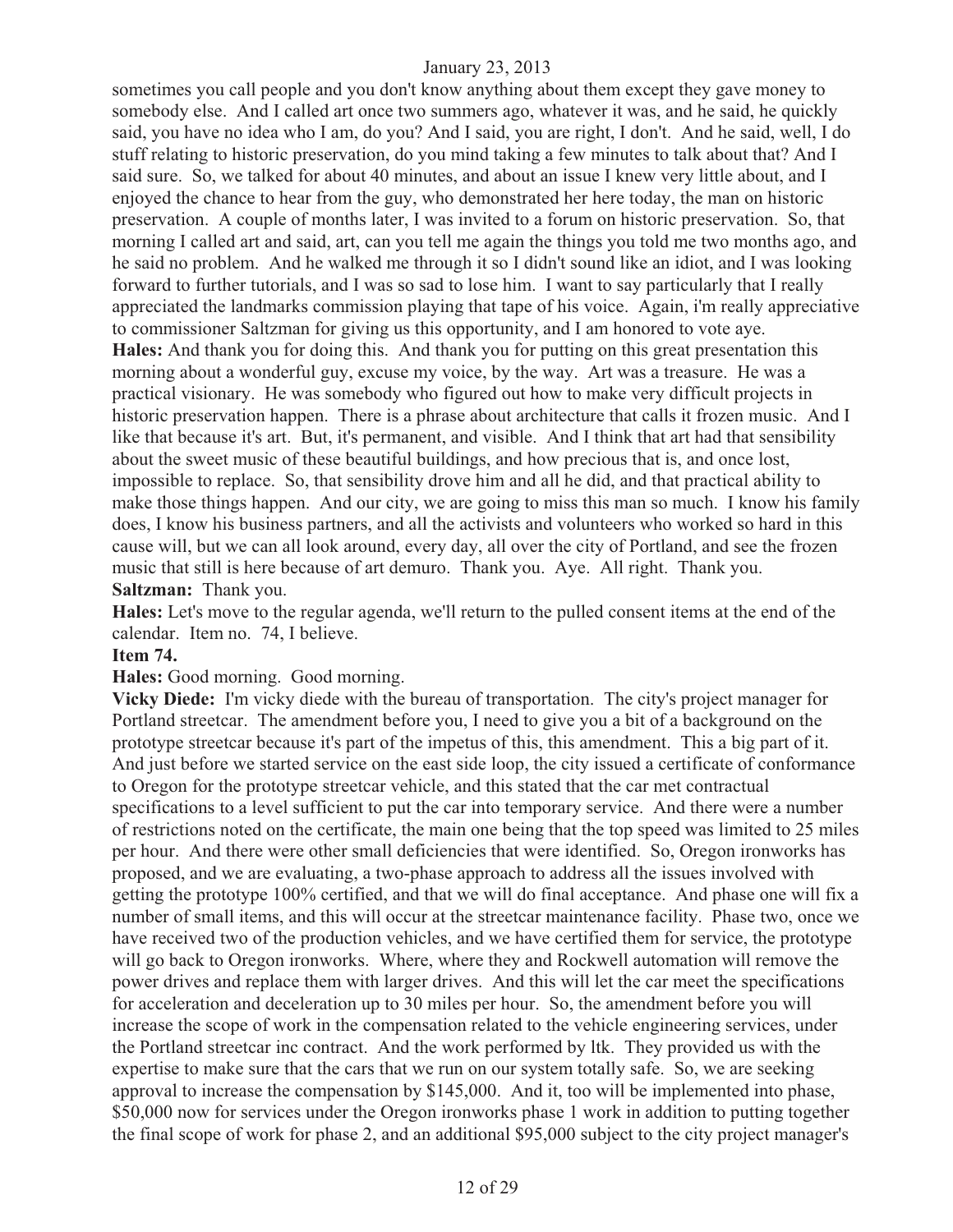sometimes you call people and you don't know anything about them except they gave money to somebody else. And I called art once two summers ago, whatever it was, and he said, he quickly said, you have no idea who I am, do you? And I said, you are right, I don't. And he said, well, I do stuff relating to historic preservation, do you mind taking a few minutes to talk about that? And I said sure. So, we talked for about 40 minutes, and about an issue I knew very little about, and I enjoyed the chance to hear from the guy, who demonstrated her here today, the man on historic preservation. A couple of months later, I was invited to a forum on historic preservation. So, that morning I called art and said, art, can you tell me again the things you told me two months ago, and he said no problem. And he walked me through it so I didn't sound like an idiot, and I was looking forward to further tutorials, and I was so sad to lose him. I want to say particularly that I really appreciated the landmarks commission playing that tape of his voice. Again, i'm really appreciative to commissioner Saltzman for giving us this opportunity, and I am honored to vote aye.

**Hales:** And thank you for doing this. And thank you for putting on this great presentation this morning about a wonderful guy, excuse my voice, by the way. Art was a treasure. He was a practical visionary. He was somebody who figured out how to make very difficult projects in historic preservation happen. There is a phrase about architecture that calls it frozen music. And I like that because it's art. But, it's permanent, and visible. And I think that art had that sensibility about the sweet music of these beautiful buildings, and how precious that is, and once lost, impossible to replace. So, that sensibility drove him and all he did, and that practical ability to make those things happen. And our city, we are going to miss this man so much. I know his family does, I know his business partners, and all the activists and volunteers who worked so hard in this cause will, but we can all look around, every day, all over the city of Portland, and see the frozen music that still is here because of art demuro. Thank you. Aye. All right. Thank you.

**Saltzman:** Thank you.

**Hales:** Let's move to the regular agenda, we'll return to the pulled consent items at the end of the calendar. Item no. 74, I believe.

**Item 74.**

**Hales:** Good morning. Good morning.

**Vicky Diede:** I'm vicky diede with the bureau of transportation. The city's project manager for Portland streetcar. The amendment before you, I need to give you a bit of a background on the prototype streetcar because it's part of the impetus of this, this amendment. This a big part of it. And just before we started service on the east side loop, the city issued a certificate of conformance to Oregon for the prototype streetcar vehicle, and this stated that the car met contractual specifications to a level sufficient to put the car into temporary service. And there were a number of restrictions noted on the certificate, the main one being that the top speed was limited to 25 miles per hour. And there were other small deficiencies that were identified. So, Oregon ironworks has proposed, and we are evaluating, a two-phase approach to address all the issues involved with getting the prototype 100% certified, and that we will do final acceptance. And phase one will fix a number of small items, and this will occur at the streetcar maintenance facility. Phase two, once we have received two of the production vehicles, and we have certified them for service, the prototype will go back to Oregon ironworks. Where, where they and Rockwell automation will remove the power drives and replace them with larger drives. And this will let the car meet the specifications for acceleration and deceleration up to 30 miles per hour. So, the amendment before you will increase the scope of work in the compensation related to the vehicle engineering services, under the Portland streetcar inc contract. And the work performed by ltk. They provided us with the expertise to make sure that the cars that we run on our system totally safe. So, we are seeking approval to increase the compensation by $145,000. And it, too will be implemented into phase, $50,000 now for services under the Oregon ironworks phase 1 work in addition to putting together the final scope of work for phase 2, and an additional $95,000 subject to the city project manager's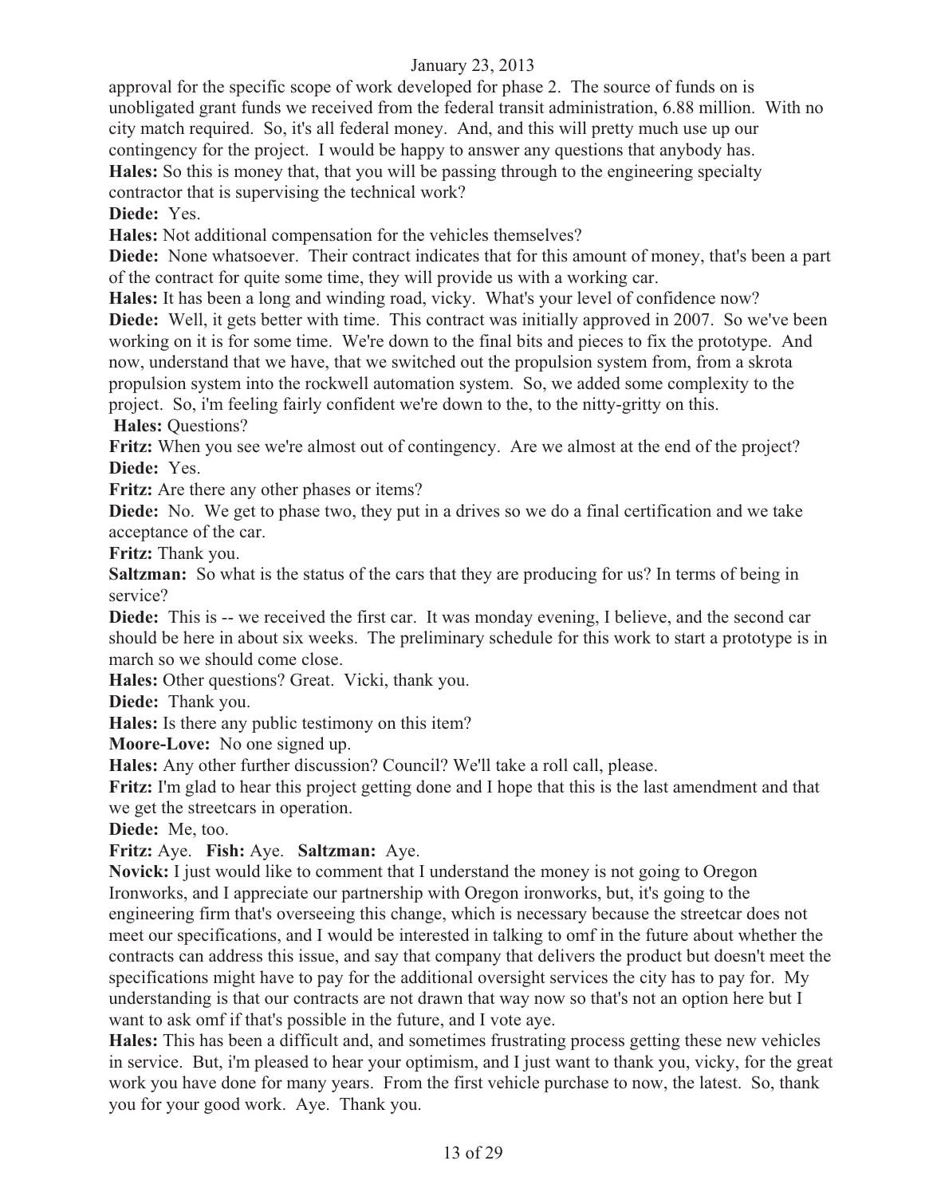approval for the specific scope of work developed for phase 2. The source of funds on is unobligated grant funds we received from the federal transit administration, 6.88 million. With no city match required. So, it's all federal money. And, and this will pretty much use up our contingency for the project. I would be happy to answer any questions that anybody has.

**Hales:** So this is money that, that you will be passing through to the engineering specialty contractor that is supervising the technical work?

**Diede:** Yes.

**Hales:** Not additional compensation for the vehicles themselves?

**Diede:** None whatsoever. Their contract indicates that for this amount of money, that's been a part of the contract for quite some time, they will provide us with a working car.

**Hales:** It has been a long and winding road, vicky. What's your level of confidence now?

**Diede:** Well, it gets better with time. This contract was initially approved in 2007. So we've been working on it is for some time. We're down to the final bits and pieces to fix the prototype. And now, understand that we have, that we switched out the propulsion system from, from a skrota propulsion system into the rockwell automation system. So, we added some complexity to the project. So, i'm feeling fairly confident we're down to the, to the nitty-gritty on this.

**Hales:** Questions?

**Fritz:** When you see we're almost out of contingency. Are we almost at the end of the project?

**Diede:** Yes.

**Fritz:** Are there any other phases or items?

**Diede:** No. We get to phase two, they put in a drives so we do a final certification and we take acceptance of the car.

**Fritz:** Thank you.

**Saltzman:** So what is the status of the cars that they are producing for us? In terms of being in service?

**Diede:** This is -- we received the first car. It was monday evening, I believe, and the second car should be here in about six weeks. The preliminary schedule for this work to start a prototype is in march so we should come close.

**Hales:** Other questions? Great. Vicki, thank you.

**Diede:** Thank you.

**Hales:** Is there any public testimony on this item?

**Moore-Love:** No one signed up.

**Hales:** Any other further discussion? Council? We'll take a roll call, please.

**Fritz:** I'm glad to hear this project getting done and I hope that this is the last amendment and that we get the streetcars in operation.

**Diede:** Me, too.

**Fritz:** Aye. **Fish:** Aye. **Saltzman:** Aye.

**Novick:** I just would like to comment that I understand the money is not going to Oregon Ironworks, and I appreciate our partnership with Oregon ironworks, but, it's going to the engineering firm that's overseeing this change, which is necessary because the streetcar does not meet our specifications, and I would be interested in talking to omf in the future about whether the contracts can address this issue, and say that company that delivers the product but doesn't meet the specifications might have to pay for the additional oversight services the city has to pay for. My understanding is that our contracts are not drawn that way now so that's not an option here but I want to ask omf if that's possible in the future, and I vote aye.

**Hales:** This has been a difficult and, and sometimes frustrating process getting these new vehicles in service. But, i'm pleased to hear your optimism, and I just want to thank you, vicky, for the great work you have done for many years. From the first vehicle purchase to now, the latest. So, thank you for your good work. Aye. Thank you.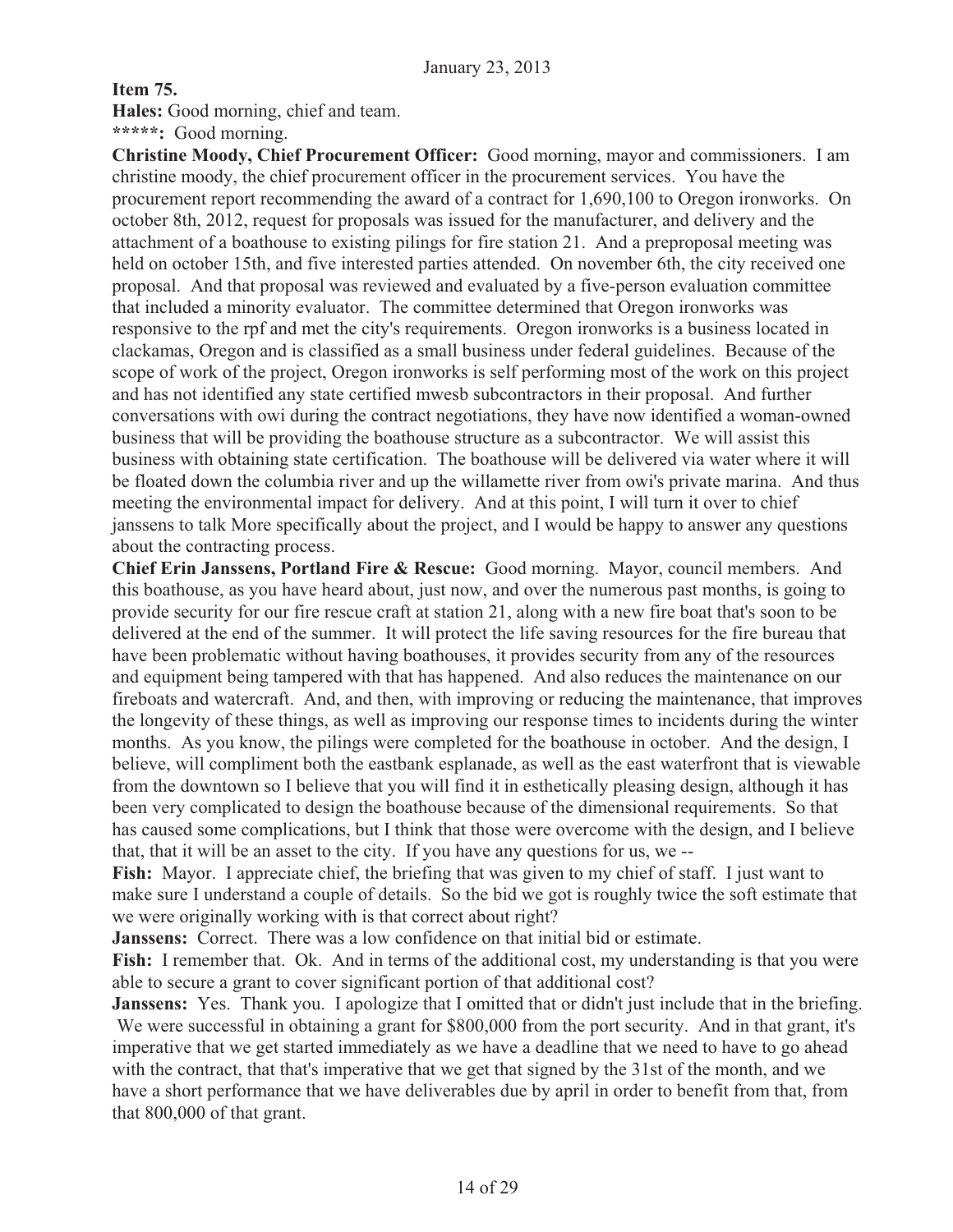**Item 75.**

**Hales:** Good morning, chief and team.

**\*\*\*\*\*:** Good morning.

**Christine Moody, Chief Procurement Officer:** Good morning, mayor and commissioners. I am christine moody, the chief procurement officer in the procurement services. You have the procurement report recommending the award of a contract for 1,690,100 to Oregon ironworks. On october 8th, 2012, request for proposals was issued for the manufacturer, and delivery and the attachment of a boathouse to existing pilings for fire station 21. And a preproposal meeting was held on october 15th, and five interested parties attended. On november 6th, the city received one proposal. And that proposal was reviewed and evaluated by a five-person evaluation committee that included a minority evaluator. The committee determined that Oregon ironworks was responsive to the rpf and met the city's requirements. Oregon ironworks is a business located in clackamas, Oregon and is classified as a small business under federal guidelines. Because of the scope of work of the project, Oregon ironworks is self performing most of the work on this project and has not identified any state certified mwesb subcontractors in their proposal. And further conversations with owi during the contract negotiations, they have now identified a woman-owned business that will be providing the boathouse structure as a subcontractor. We will assist this business with obtaining state certification. The boathouse will be delivered via water where it will be floated down the columbia river and up the willamette river from owi's private marina. And thus meeting the environmental impact for delivery. And at this point, I will turn it over to chief janssens to talk More specifically about the project, and I would be happy to answer any questions about the contracting process.

**Chief Erin Janssens, Portland Fire & Rescue:** Good morning. Mayor, council members. And this boathouse, as you have heard about, just now, and over the numerous past months, is going to provide security for our fire rescue craft at station 21, along with a new fire boat that's soon to be delivered at the end of the summer. It will protect the life saving resources for the fire bureau that have been problematic without having boathouses, it provides security from any of the resources and equipment being tampered with that has happened. And also reduces the maintenance on our fireboats and watercraft. And, and then, with improving or reducing the maintenance, that improves the longevity of these things, as well as improving our response times to incidents during the winter months. As you know, the pilings were completed for the boathouse in october. And the design, I believe, will compliment both the eastbank esplanade, as well as the east waterfront that is viewable from the downtown so I believe that you will find it in esthetically pleasing design, although it has been very complicated to design the boathouse because of the dimensional requirements. So that has caused some complications, but I think that those were overcome with the design, and I believe that, that it will be an asset to the city. If you have any questions for us, we --

**Fish:** Mayor. I appreciate chief, the briefing that was given to my chief of staff. I just want to make sure I understand a couple of details. So the bid we got is roughly twice the soft estimate that we were originally working with is that correct about right?

**Janssens:** Correct. There was a low confidence on that initial bid or estimate.

**Fish:** I remember that. Ok. And in terms of the additional cost, my understanding is that you were able to secure a grant to cover significant portion of that additional cost?

**Janssens:** Yes. Thank you. I apologize that I omitted that or didn't just include that in the briefing. We were successful in obtaining a grant for $800,000 from the port security. And in that grant, it's imperative that we get started immediately as we have a deadline that we need to have to go ahead with the contract, that that's imperative that we get that signed by the 31st of the month, and we have a short performance that we have deliverables due by april in order to benefit from that, from that 800,000 of that grant.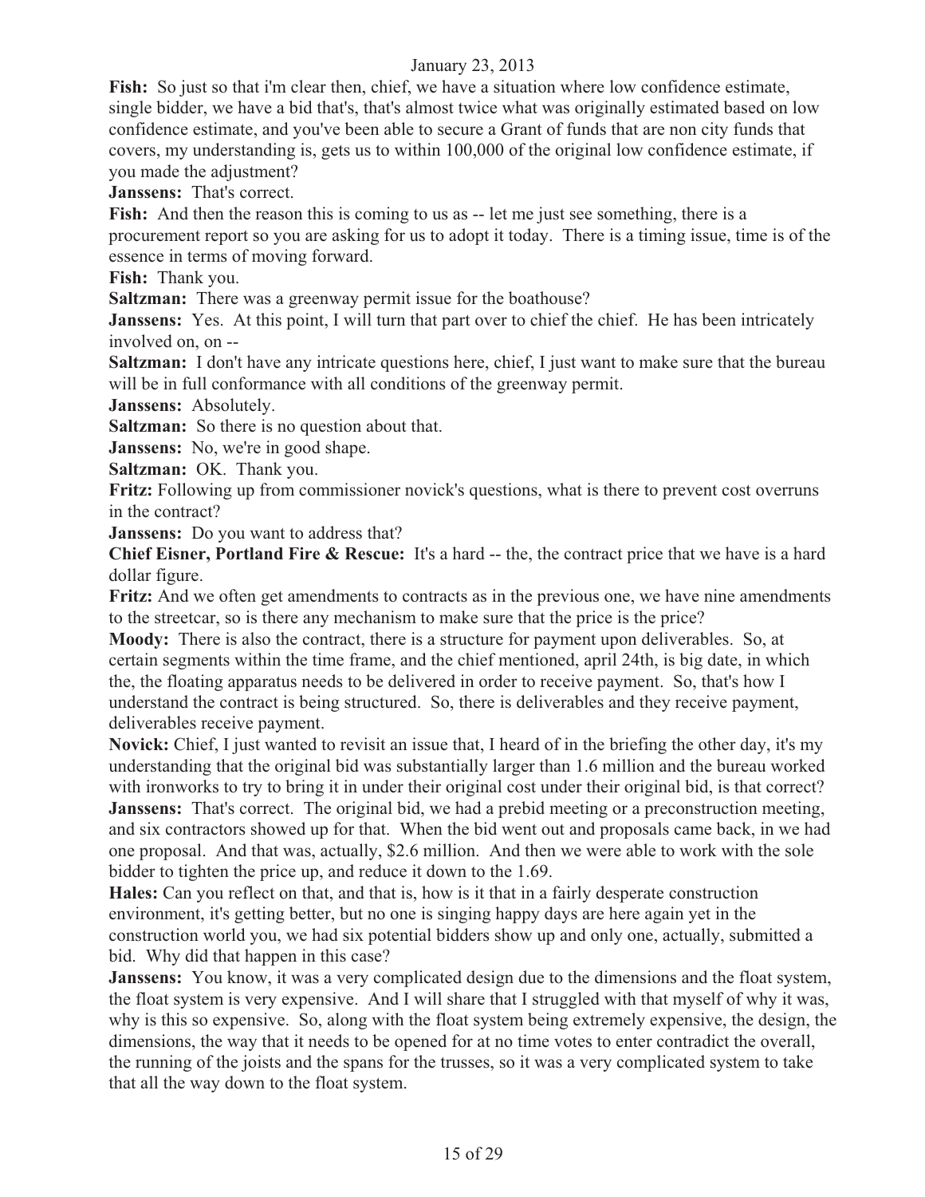**Fish:** So just so that i'm clear then, chief, we have a situation where low confidence estimate, single bidder, we have a bid that's, that's almost twice what was originally estimated based on low confidence estimate, and you've been able to secure a Grant of funds that are non city funds that covers, my understanding is, gets us to within 100,000 of the original low confidence estimate, if you made the adjustment?

**Janssens:** That's correct.

**Fish:** And then the reason this is coming to us as -- let me just see something, there is a procurement report so you are asking for us to adopt it today. There is a timing issue, time is of the essence in terms of moving forward.

**Fish:** Thank you.

**Saltzman:** There was a greenway permit issue for the boathouse?

**Janssens:** Yes. At this point, I will turn that part over to chief the chief. He has been intricately involved on, on --

**Saltzman:** I don't have any intricate questions here, chief, I just want to make sure that the bureau will be in full conformance with all conditions of the greenway permit.

**Janssens:** Absolutely.

**Saltzman:** So there is no question about that.

**Janssens:** No, we're in good shape.

**Saltzman:** OK. Thank you.

**Fritz:** Following up from commissioner novick's questions, what is there to prevent cost overruns in the contract?

**Janssens:** Do you want to address that?

**Chief Eisner, Portland Fire & Rescue:** It's a hard -- the, the contract price that we have is a hard dollar figure.

**Fritz:** And we often get amendments to contracts as in the previous one, we have nine amendments to the streetcar, so is there any mechanism to make sure that the price is the price?

**Moody:** There is also the contract, there is a structure for payment upon deliverables. So, at certain segments within the time frame, and the chief mentioned, april 24th, is big date, in which the, the floating apparatus needs to be delivered in order to receive payment. So, that's how I understand the contract is being structured. So, there is deliverables and they receive payment, deliverables receive payment.

**Novick:** Chief, I just wanted to revisit an issue that, I heard of in the briefing the other day, it's my understanding that the original bid was substantially larger than 1.6 million and the bureau worked with ironworks to try to bring it in under their original cost under their original bid, is that correct?

**Janssens:** That's correct. The original bid, we had a prebid meeting or a preconstruction meeting, and six contractors showed up for that. When the bid went out and proposals came back, in we had one proposal. And that was, actually, $2.6 million. And then we were able to work with the sole bidder to tighten the price up, and reduce it down to the 1.69.

**Hales:** Can you reflect on that, and that is, how is it that in a fairly desperate construction environment, it's getting better, but no one is singing happy days are here again yet in the construction world you, we had six potential bidders show up and only one, actually, submitted a bid. Why did that happen in this case?

**Janssens:** You know, it was a very complicated design due to the dimensions and the float system, the float system is very expensive. And I will share that I struggled with that myself of why it was, why is this so expensive. So, along with the float system being extremely expensive, the design, the dimensions, the way that it needs to be opened for at no time votes to enter contradict the overall, the running of the joists and the spans for the trusses, so it was a very complicated system to take that all the way down to the float system.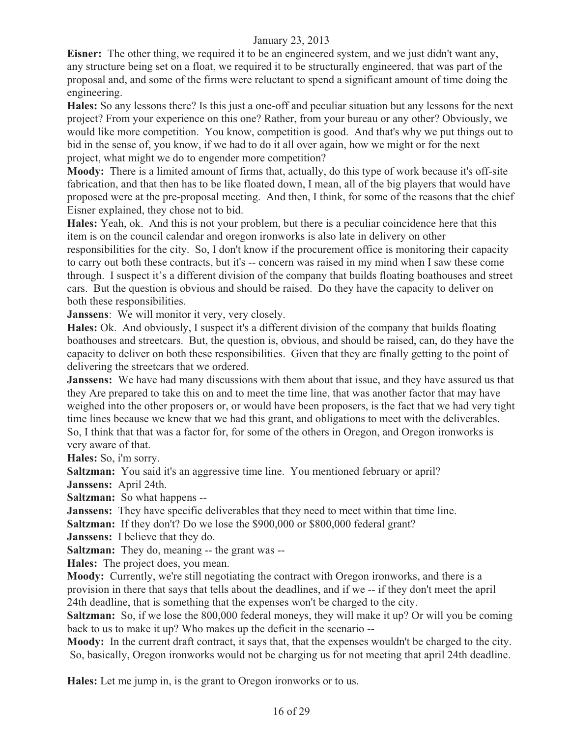**Eisner:** The other thing, we required it to be an engineered system, and we just didn't want any, any structure being set on a float, we required it to be structurally engineered, that was part of the proposal and, and some of the firms were reluctant to spend a significant amount of time doing the engineering.

**Hales:** So any lessons there? Is this just a one-off and peculiar situation but any lessons for the next project? From your experience on this one? Rather, from your bureau or any other? Obviously, we would like more competition. You know, competition is good. And that's why we put things out to bid in the sense of, you know, if we had to do it all over again, how we might or for the next project, what might we do to engender more competition?

**Moody:** There is a limited amount of firms that, actually, do this type of work because it's off-site fabrication, and that then has to be like floated down, I mean, all of the big players that would have proposed were at the pre-proposal meeting. And then, I think, for some of the reasons that the chief Eisner explained, they chose not to bid.

**Hales:** Yeah, ok. And this is not your problem, but there is a peculiar coincidence here that this item is on the council calendar and oregon ironworks is also late in delivery on other responsibilities for the city. So, I don't know if the procurement office is monitoring their capacity to carry out both these contracts, but it's -- concern was raised in my mind when I saw these come through. I suspect it's a different division of the company that builds floating boathouses and street cars. But the question is obvious and should be raised. Do they have the capacity to deliver on both these responsibilities.

**Janssens**: We will monitor it very, very closely.

**Hales:** Ok. And obviously, I suspect it's a different division of the company that builds floating boathouses and streetcars. But, the question is, obvious, and should be raised, can, do they have the capacity to deliver on both these responsibilities. Given that they are finally getting to the point of delivering the streetcars that we ordered.

**Janssens:** We have had many discussions with them about that issue, and they have assured us that they Are prepared to take this on and to meet the time line, that was another factor that may have weighed into the other proposers or, or would have been proposers, is the fact that we had very tight time lines because we knew that we had this grant, and obligations to meet with the deliverables. So, I think that that was a factor for, for some of the others in Oregon, and Oregon ironworks is very aware of that.

**Hales:** So, i'm sorry.

**Saltzman:** You said it's an aggressive time line. You mentioned february or april?

**Janssens:** April 24th.

**Saltzman:** So what happens --

**Janssens:** They have specific deliverables that they need to meet within that time line.

**Saltzman:** If they don't? Do we lose the $900,000 or $800,000 federal grant?

**Janssens:** I believe that they do.

**Saltzman:** They do, meaning -- the grant was --

**Hales:** The project does, you mean.

**Moody:** Currently, we're still negotiating the contract with Oregon ironworks, and there is a provision in there that says that tells about the deadlines, and if we -- if they don't meet the april 24th deadline, that is something that the expenses won't be charged to the city.

**Saltzman:** So, if we lose the 800,000 federal moneys, they will make it up? Or will you be coming back to us to make it up? Who makes up the deficit in the scenario --

**Moody:** In the current draft contract, it says that, that the expenses wouldn't be charged to the city. So, basically, Oregon ironworks would not be charging us for not meeting that april 24th deadline.

**Hales:** Let me jump in, is the grant to Oregon ironworks or to us.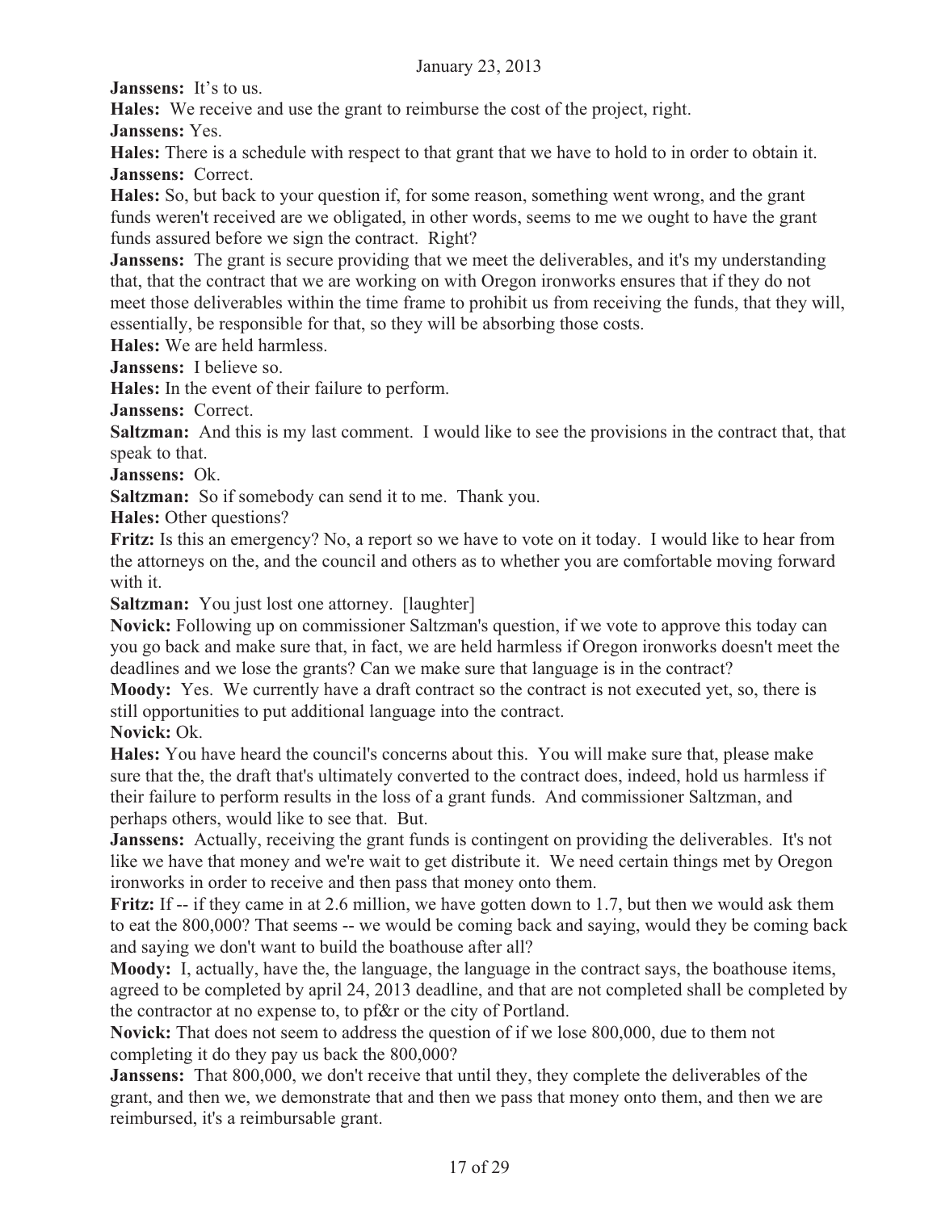**Janssens:** It's to us.

**Hales:** We receive and use the grant to reimburse the cost of the project, right.

**Janssens:** Yes.

**Hales:** There is a schedule with respect to that grant that we have to hold to in order to obtain it.

**Janssens:** Correct.

**Hales:** So, but back to your question if, for some reason, something went wrong, and the grant funds weren't received are we obligated, in other words, seems to me we ought to have the grant funds assured before we sign the contract. Right?

**Janssens:** The grant is secure providing that we meet the deliverables, and it's my understanding that, that the contract that we are working on with Oregon ironworks ensures that if they do not meet those deliverables within the time frame to prohibit us from receiving the funds, that they will, essentially, be responsible for that, so they will be absorbing those costs.

**Hales:** We are held harmless.

**Janssens:** I believe so.

**Hales:** In the event of their failure to perform.

**Janssens:** Correct.

**Saltzman:** And this is my last comment. I would like to see the provisions in the contract that, that speak to that.

**Janssens:** Ok.

**Saltzman:** So if somebody can send it to me. Thank you.

**Hales:** Other questions?

**Fritz:** Is this an emergency? No, a report so we have to vote on it today. I would like to hear from the attorneys on the, and the council and others as to whether you are comfortable moving forward with it.

**Saltzman:** You just lost one attorney. [laughter]

**Novick:** Following up on commissioner Saltzman's question, if we vote to approve this today can you go back and make sure that, in fact, we are held harmless if Oregon ironworks doesn't meet the deadlines and we lose the grants? Can we make sure that language is in the contract?

**Moody:** Yes. We currently have a draft contract so the contract is not executed yet, so, there is still opportunities to put additional language into the contract.

**Novick:** Ok.

**Hales:** You have heard the council's concerns about this. You will make sure that, please make sure that the, the draft that's ultimately converted to the contract does, indeed, hold us harmless if their failure to perform results in the loss of a grant funds. And commissioner Saltzman, and perhaps others, would like to see that. But.

**Janssens:** Actually, receiving the grant funds is contingent on providing the deliverables. It's not like we have that money and we're wait to get distribute it. We need certain things met by Oregon ironworks in order to receive and then pass that money onto them.

**Fritz:** If -- if they came in at 2.6 million, we have gotten down to 1.7, but then we would ask them to eat the 800,000? That seems -- we would be coming back and saying, would they be coming back and saying we don't want to build the boathouse after all?

**Moody:** I, actually, have the, the language, the language in the contract says, the boathouse items, agreed to be completed by april 24, 2013 deadline, and that are not completed shall be completed by the contractor at no expense to, to pf&r or the city of Portland.

**Novick:** That does not seem to address the question of if we lose 800,000, due to them not completing it do they pay us back the 800,000?

**Janssens:** That 800,000, we don't receive that until they, they complete the deliverables of the grant, and then we, we demonstrate that and then we pass that money onto them, and then we are reimbursed, it's a reimbursable grant.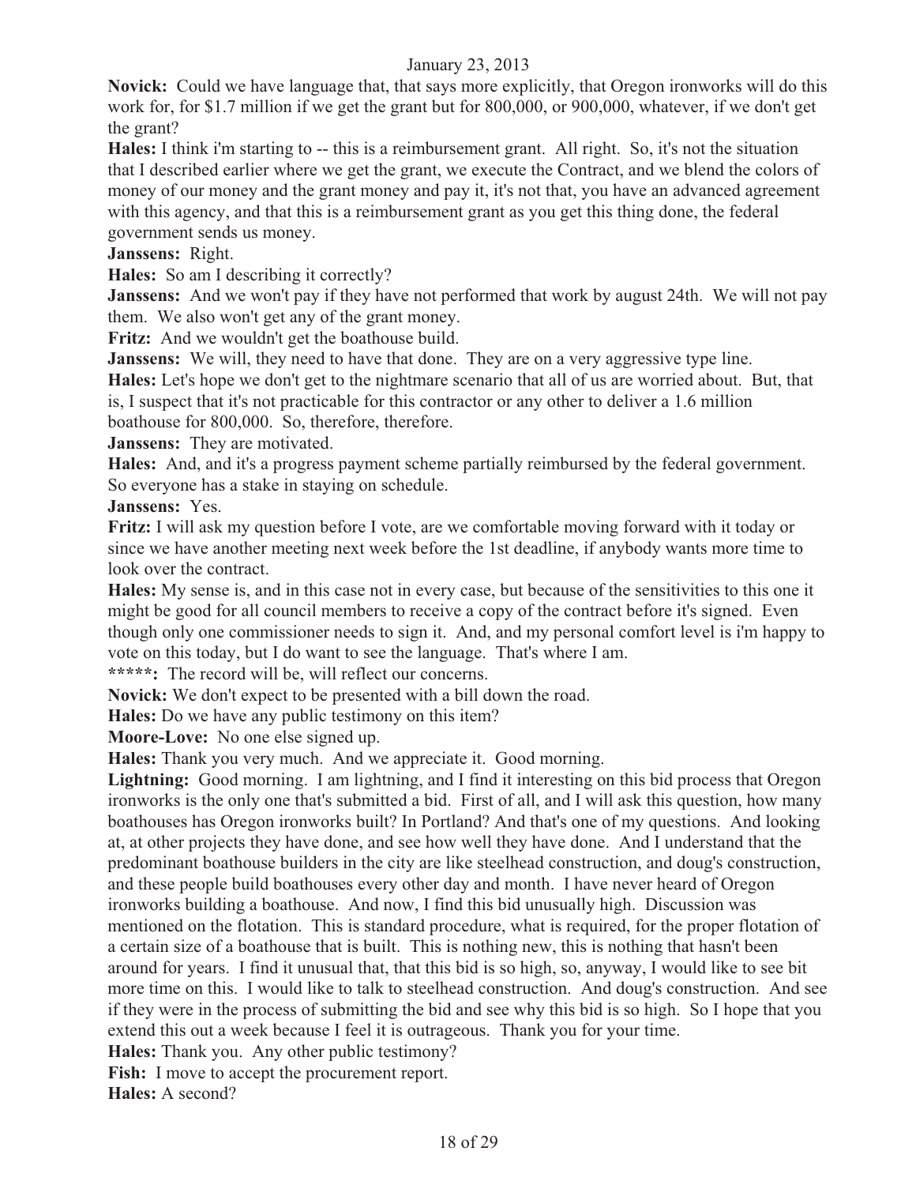**Novick:** Could we have language that, that says more explicitly, that Oregon ironworks will do this work for, for $1.7 million if we get the grant but for 800,000, or 900,000, whatever, if we don't get the grant?

**Hales:** I think i'm starting to -- this is a reimbursement grant. All right. So, it's not the situation that I described earlier where we get the grant, we execute the Contract, and we blend the colors of money of our money and the grant money and pay it, it's not that, you have an advanced agreement with this agency, and that this is a reimbursement grant as you get this thing done, the federal government sends us money.

**Janssens:** Right.

**Hales:** So am I describing it correctly?

**Janssens:** And we won't pay if they have not performed that work by august 24th. We will not pay them. We also won't get any of the grant money.

**Fritz:** And we wouldn't get the boathouse build.

**Janssens:** We will, they need to have that done. They are on a very aggressive type line.

**Hales:** Let's hope we don't get to the nightmare scenario that all of us are worried about. But, that is, I suspect that it's not practicable for this contractor or any other to deliver a 1.6 million boathouse for 800,000. So, therefore, therefore.

**Janssens:** They are motivated.

**Hales:** And, and it's a progress payment scheme partially reimbursed by the federal government. So everyone has a stake in staying on schedule.

**Janssens:** Yes.

**Fritz:** I will ask my question before I vote, are we comfortable moving forward with it today or since we have another meeting next week before the 1st deadline, if anybody wants more time to look over the contract.

**Hales:** My sense is, and in this case not in every case, but because of the sensitivities to this one it might be good for all council members to receive a copy of the contract before it's signed. Even though only one commissioner needs to sign it. And, and my personal comfort level is i'm happy to vote on this today, but I do want to see the language. That's where I am.

**\*\*\*\*\*:** The record will be, will reflect our concerns.

**Novick:** We don't expect to be presented with a bill down the road.

**Hales:** Do we have any public testimony on this item?

**Moore-Love:** No one else signed up.

**Hales:** Thank you very much. And we appreciate it. Good morning.

**Lightning:** Good morning. I am lightning, and I find it interesting on this bid process that Oregon ironworks is the only one that's submitted a bid. First of all, and I will ask this question, how many boathouses has Oregon ironworks built? In Portland? And that's one of my questions. And looking at, at other projects they have done, and see how well they have done. And I understand that the predominant boathouse builders in the city are like steelhead construction, and doug's construction, and these people build boathouses every other day and month. I have never heard of Oregon ironworks building a boathouse. And now, I find this bid unusually high. Discussion was mentioned on the flotation. This is standard procedure, what is required, for the proper flotation of a certain size of a boathouse that is built. This is nothing new, this is nothing that hasn't been around for years. I find it unusual that, that this bid is so high, so, anyway, I would like to see bit more time on this. I would like to talk to steelhead construction. And doug's construction. And see if they were in the process of submitting the bid and see why this bid is so high. So I hope that you extend this out a week because I feel it is outrageous. Thank you for your time.

**Hales:** Thank you. Any other public testimony?

**Fish:** I move to accept the procurement report.

**Hales:** A second?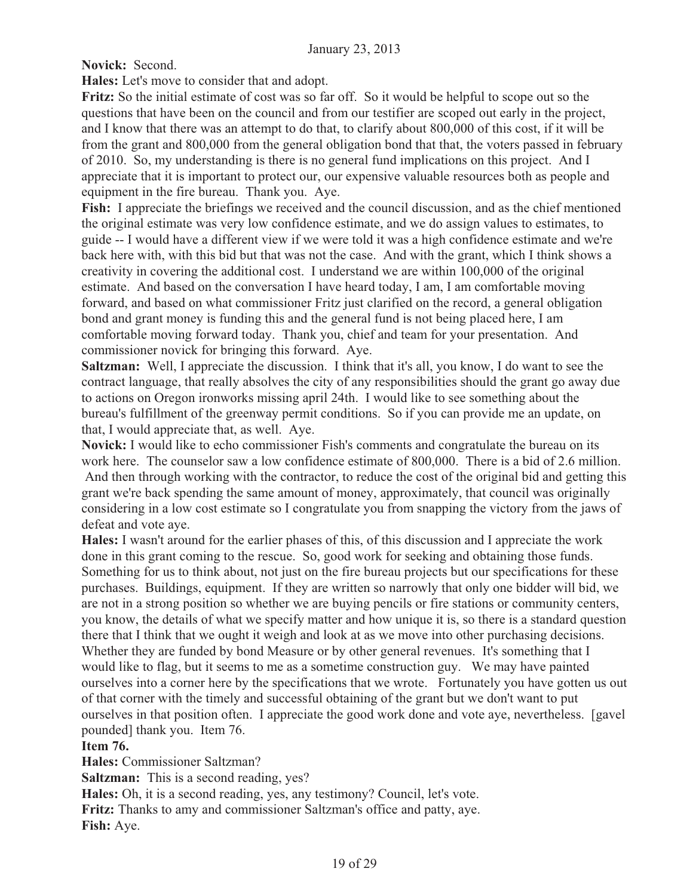**Novick:** Second.

**Hales:** Let's move to consider that and adopt.

**Fritz:** So the initial estimate of cost was so far off. So it would be helpful to scope out so the questions that have been on the council and from our testifier are scoped out early in the project, and I know that there was an attempt to do that, to clarify about 800,000 of this cost, if it will be from the grant and 800,000 from the general obligation bond that that, the voters passed in february of 2010. So, my understanding is there is no general fund implications on this project. And I appreciate that it is important to protect our, our expensive valuable resources both as people and equipment in the fire bureau. Thank you. Aye.

**Fish:** I appreciate the briefings we received and the council discussion, and as the chief mentioned the original estimate was very low confidence estimate, and we do assign values to estimates, to guide -- I would have a different view if we were told it was a high confidence estimate and we're back here with, with this bid but that was not the case. And with the grant, which I think shows a creativity in covering the additional cost. I understand we are within 100,000 of the original estimate. And based on the conversation I have heard today, I am, I am comfortable moving forward, and based on what commissioner Fritz just clarified on the record, a general obligation bond and grant money is funding this and the general fund is not being placed here, I am comfortable moving forward today. Thank you, chief and team for your presentation. And commissioner novick for bringing this forward. Aye.

**Saltzman:** Well, I appreciate the discussion. I think that it's all, you know, I do want to see the contract language, that really absolves the city of any responsibilities should the grant go away due to actions on Oregon ironworks missing april 24th. I would like to see something about the bureau's fulfillment of the greenway permit conditions. So if you can provide me an update, on that, I would appreciate that, as well. Aye.

**Novick:** I would like to echo commissioner Fish's comments and congratulate the bureau on its work here. The counselor saw a low confidence estimate of 800,000. There is a bid of 2.6 million. And then through working with the contractor, to reduce the cost of the original bid and getting this grant we're back spending the same amount of money, approximately, that council was originally considering in a low cost estimate so I congratulate you from snapping the victory from the jaws of defeat and vote aye.

**Hales:** I wasn't around for the earlier phases of this, of this discussion and I appreciate the work done in this grant coming to the rescue. So, good work for seeking and obtaining those funds. Something for us to think about, not just on the fire bureau projects but our specifications for these purchases. Buildings, equipment. If they are written so narrowly that only one bidder will bid, we are not in a strong position so whether we are buying pencils or fire stations or community centers, you know, the details of what we specify matter and how unique it is, so there is a standard question there that I think that we ought it weigh and look at as we move into other purchasing decisions. Whether they are funded by bond Measure or by other general revenues. It's something that I would like to flag, but it seems to me as a sometime construction guy. We may have painted ourselves into a corner here by the specifications that we wrote. Fortunately you have gotten us out of that corner with the timely and successful obtaining of the grant but we don't want to put ourselves in that position often. I appreciate the good work done and vote aye, nevertheless. [gavel pounded] thank you. Item 76.

**Item 76.**

**Hales:** Commissioner Saltzman?

**Saltzman:** This is a second reading, yes?

**Hales:** Oh, it is a second reading, yes, any testimony? Council, let's vote.

**Fritz:** Thanks to amy and commissioner Saltzman's office and patty, aye.

**Fish:** Aye.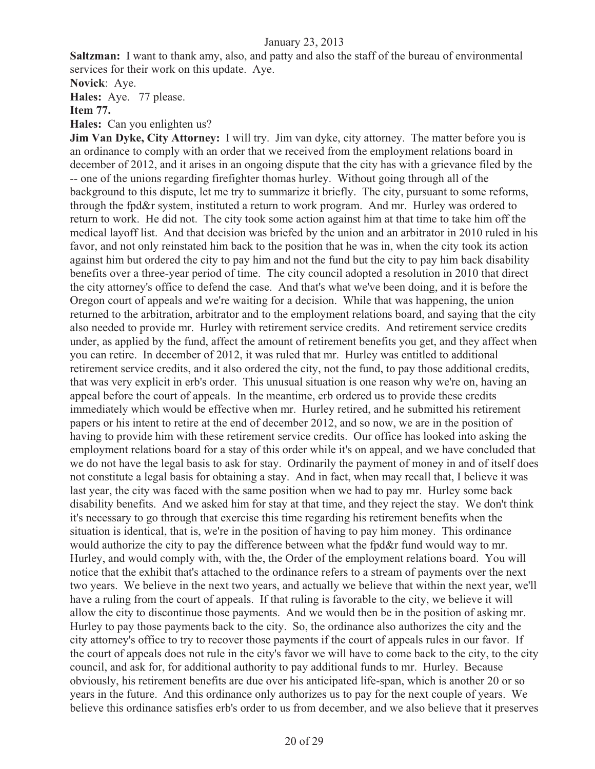**Saltzman:** I want to thank amy, also, and patty and also the staff of the bureau of environmental services for their work on this update. Aye.

**Novick**: Aye.

**Hales:** Aye. 77 please.

**Item 77.**

**Hales:** Can you enlighten us?

**Jim Van Dyke, City Attorney:** I will try. Jim van dyke, city attorney. The matter before you is an ordinance to comply with an order that we received from the employment relations board in december of 2012, and it arises in an ongoing dispute that the city has with a grievance filed by the -- one of the unions regarding firefighter thomas hurley. Without going through all of the background to this dispute, let me try to summarize it briefly. The city, pursuant to some reforms, through the fpd&r system, instituted a return to work program. And mr. Hurley was ordered to return to work. He did not. The city took some action against him at that time to take him off the medical layoff list. And that decision was briefed by the union and an arbitrator in 2010 ruled in his favor, and not only reinstated him back to the position that he was in, when the city took its action against him but ordered the city to pay him and not the fund but the city to pay him back disability benefits over a three-year period of time. The city council adopted a resolution in 2010 that direct the city attorney's office to defend the case. And that's what we've been doing, and it is before the Oregon court of appeals and we're waiting for a decision. While that was happening, the union returned to the arbitration, arbitrator and to the employment relations board, and saying that the city also needed to provide mr. Hurley with retirement service credits. And retirement service credits under, as applied by the fund, affect the amount of retirement benefits you get, and they affect when you can retire. In december of 2012, it was ruled that mr. Hurley was entitled to additional retirement service credits, and it also ordered the city, not the fund, to pay those additional credits, that was very explicit in erb's order. This unusual situation is one reason why we're on, having an appeal before the court of appeals. In the meantime, erb ordered us to provide these credits immediately which would be effective when mr. Hurley retired, and he submitted his retirement papers or his intent to retire at the end of december 2012, and so now, we are in the position of having to provide him with these retirement service credits. Our office has looked into asking the employment relations board for a stay of this order while it's on appeal, and we have concluded that we do not have the legal basis to ask for stay. Ordinarily the payment of money in and of itself does not constitute a legal basis for obtaining a stay. And in fact, when may recall that, I believe it was last year, the city was faced with the same position when we had to pay mr. Hurley some back disability benefits. And we asked him for stay at that time, and they reject the stay. We don't think it's necessary to go through that exercise this time regarding his retirement benefits when the situation is identical, that is, we're in the position of having to pay him money. This ordinance would authorize the city to pay the difference between what the fpd&r fund would way to mr. Hurley, and would comply with, with the, the Order of the employment relations board. You will notice that the exhibit that's attached to the ordinance refers to a stream of payments over the next two years. We believe in the next two years, and actually we believe that within the next year, we'll have a ruling from the court of appeals. If that ruling is favorable to the city, we believe it will allow the city to discontinue those payments. And we would then be in the position of asking mr. Hurley to pay those payments back to the city. So, the ordinance also authorizes the city and the city attorney's office to try to recover those payments if the court of appeals rules in our favor. If the court of appeals does not rule in the city's favor we will have to come back to the city, to the city council, and ask for, for additional authority to pay additional funds to mr. Hurley. Because obviously, his retirement benefits are due over his anticipated life-span, which is another 20 or so years in the future. And this ordinance only authorizes us to pay for the next couple of years. We believe this ordinance satisfies erb's order to us from december, and we also believe that it preserves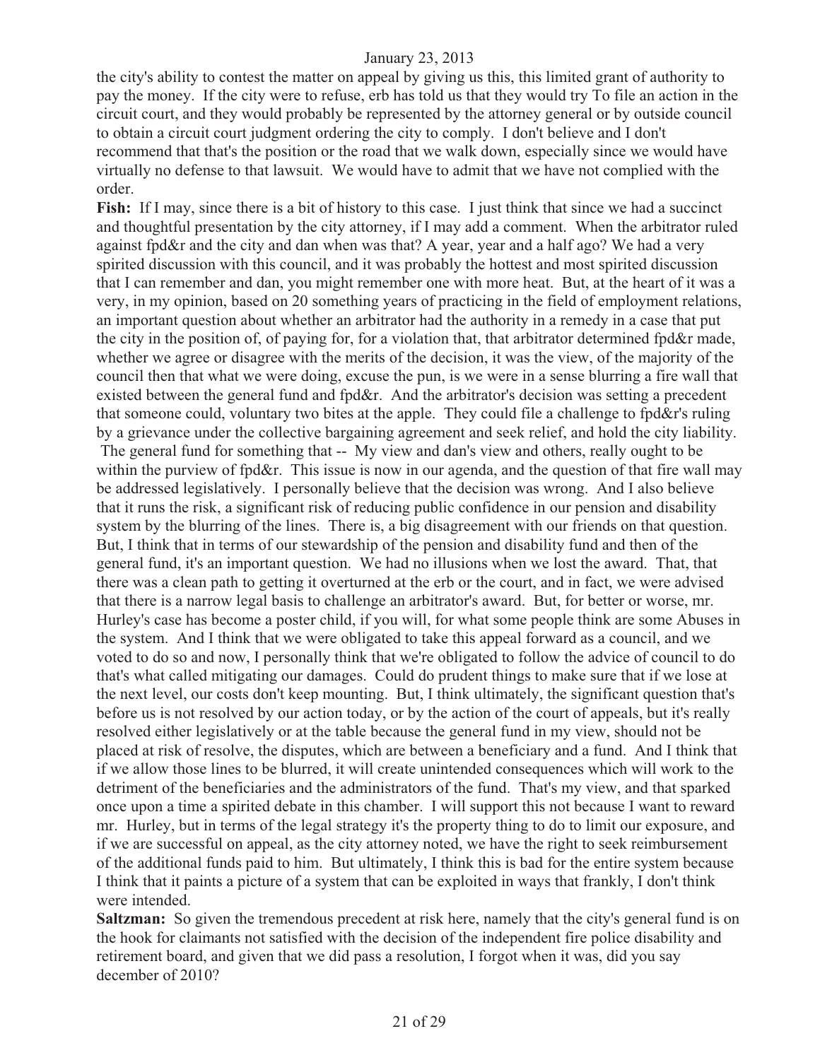the city's ability to contest the matter on appeal by giving us this, this limited grant of authority to pay the money. If the city were to refuse, erb has told us that they would try To file an action in the circuit court, and they would probably be represented by the attorney general or by outside council to obtain a circuit court judgment ordering the city to comply. I don't believe and I don't recommend that that's the position or the road that we walk down, especially since we would have virtually no defense to that lawsuit. We would have to admit that we have not complied with the order.

**Fish:** If I may, since there is a bit of history to this case. I just think that since we had a succinct and thoughtful presentation by the city attorney, if I may add a comment. When the arbitrator ruled against fpd&r and the city and dan when was that? A year, year and a half ago? We had a very spirited discussion with this council, and it was probably the hottest and most spirited discussion that I can remember and dan, you might remember one with more heat. But, at the heart of it was a very, in my opinion, based on 20 something years of practicing in the field of employment relations, an important question about whether an arbitrator had the authority in a remedy in a case that put the city in the position of, of paying for, for a violation that, that arbitrator determined fpd&r made, whether we agree or disagree with the merits of the decision, it was the view, of the majority of the council then that what we were doing, excuse the pun, is we were in a sense blurring a fire wall that existed between the general fund and fpd&r. And the arbitrator's decision was setting a precedent that someone could, voluntary two bites at the apple. They could file a challenge to fpd&r's ruling by a grievance under the collective bargaining agreement and seek relief, and hold the city liability. The general fund for something that -- My view and dan's view and others, really ought to be within the purview of fpd&r. This issue is now in our agenda, and the question of that fire wall may be addressed legislatively. I personally believe that the decision was wrong. And I also believe that it runs the risk, a significant risk of reducing public confidence in our pension and disability system by the blurring of the lines. There is, a big disagreement with our friends on that question. But, I think that in terms of our stewardship of the pension and disability fund and then of the general fund, it's an important question. We had no illusions when we lost the award. That, that there was a clean path to getting it overturned at the erb or the court, and in fact, we were advised that there is a narrow legal basis to challenge an arbitrator's award. But, for better or worse, mr. Hurley's case has become a poster child, if you will, for what some people think are some Abuses in the system. And I think that we were obligated to take this appeal forward as a council, and we voted to do so and now, I personally think that we're obligated to follow the advice of council to do that's what called mitigating our damages. Could do prudent things to make sure that if we lose at the next level, our costs don't keep mounting. But, I think ultimately, the significant question that's before us is not resolved by our action today, or by the action of the court of appeals, but it's really resolved either legislatively or at the table because the general fund in my view, should not be placed at risk of resolve, the disputes, which are between a beneficiary and a fund. And I think that if we allow those lines to be blurred, it will create unintended consequences which will work to the detriment of the beneficiaries and the administrators of the fund. That's my view, and that sparked once upon a time a spirited debate in this chamber. I will support this not because I want to reward mr. Hurley, but in terms of the legal strategy it's the property thing to do to limit our exposure, and if we are successful on appeal, as the city attorney noted, we have the right to seek reimbursement of the additional funds paid to him. But ultimately, I think this is bad for the entire system because I think that it paints a picture of a system that can be exploited in ways that frankly, I don't think were intended.

**Saltzman:** So given the tremendous precedent at risk here, namely that the city's general fund is on the hook for claimants not satisfied with the decision of the independent fire police disability and retirement board, and given that we did pass a resolution, I forgot when it was, did you say december of 2010?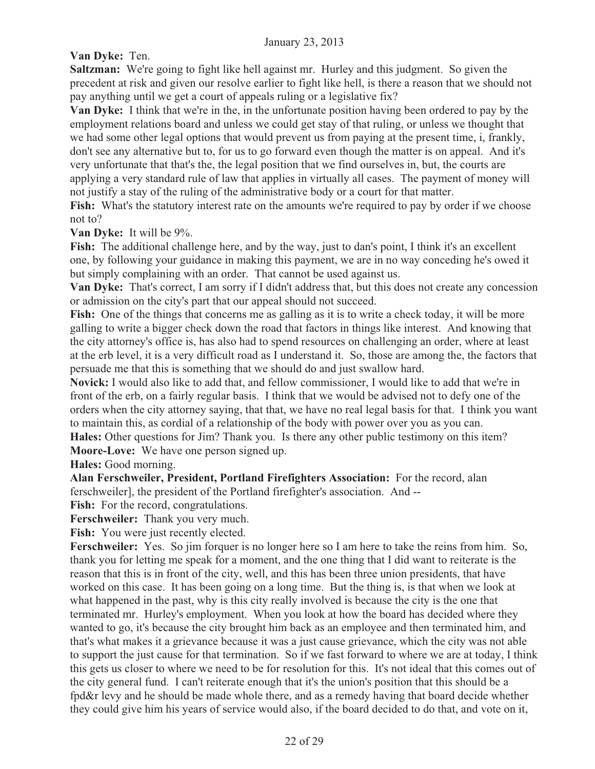**Van Dyke:** Ten.

**Saltzman:** We're going to fight like hell against mr. Hurley and this judgment. So given the precedent at risk and given our resolve earlier to fight like hell, is there a reason that we should not pay anything until we get a court of appeals ruling or a legislative fix?

**Van Dyke:** I think that we're in the, in the unfortunate position having been ordered to pay by the employment relations board and unless we could get stay of that ruling, or unless we thought that we had some other legal options that would prevent us from paying at the present time, i, frankly, don't see any alternative but to, for us to go forward even though the matter is on appeal. And it's very unfortunate that that's the, the legal position that we find ourselves in, but, the courts are applying a very standard rule of law that applies in virtually all cases. The payment of money will not justify a stay of the ruling of the administrative body or a court for that matter.

**Fish:** What's the statutory interest rate on the amounts we're required to pay by order if we choose not to?

**Van Dyke:** It will be 9%.

**Fish:** The additional challenge here, and by the way, just to dan's point, I think it's an excellent one, by following your guidance in making this payment, we are in no way conceding he's owed it but simply complaining with an order. That cannot be used against us.

**Van Dyke:** That's correct, I am sorry if I didn't address that, but this does not create any concession or admission on the city's part that our appeal should not succeed.

**Fish:** One of the things that concerns me as galling as it is to write a check today, it will be more galling to write a bigger check down the road that factors in things like interest. And knowing that the city attorney's office is, has also had to spend resources on challenging an order, where at least at the erb level, it is a very difficult road as I understand it. So, those are among the, the factors that persuade me that this is something that we should do and just swallow hard.

**Novick:** I would also like to add that, and fellow commissioner, I would like to add that we're in front of the erb, on a fairly regular basis. I think that we would be advised not to defy one of the orders when the city attorney saying, that that, we have no real legal basis for that. I think you want to maintain this, as cordial of a relationship of the body with power over you as you can.

**Hales:** Other questions for Jim? Thank you. Is there any other public testimony on this item?

**Moore-Love:** We have one person signed up.

**Hales:** Good morning.

**Alan Ferschweiler, President, Portland Firefighters Association:** For the record, alan ferschweiler], the president of the Portland firefighter's association. And --

**Fish:** For the record, congratulations.

**Ferschweiler:** Thank you very much.

**Fish:** You were just recently elected.

**Ferschweiler:** Yes. So jim forquer is no longer here so I am here to take the reins from him. So, thank you for letting me speak for a moment, and the one thing that I did want to reiterate is the reason that this is in front of the city, well, and this has been three union presidents, that have worked on this case. It has been going on a long time. But the thing is, is that when we look at what happened in the past, why is this city really involved is because the city is the one that terminated mr. Hurley's employment. When you look at how the board has decided where they wanted to go, it's because the city brought him back as an employee and then terminated him, and that's what makes it a grievance because it was a just cause grievance, which the city was not able to support the just cause for that termination. So if we fast forward to where we are at today, I think this gets us closer to where we need to be for resolution for this. It's not ideal that this comes out of the city general fund. I can't reiterate enough that it's the union's position that this should be a fpd&r levy and he should be made whole there, and as a remedy having that board decide whether they could give him his years of service would also, if the board decided to do that, and vote on it,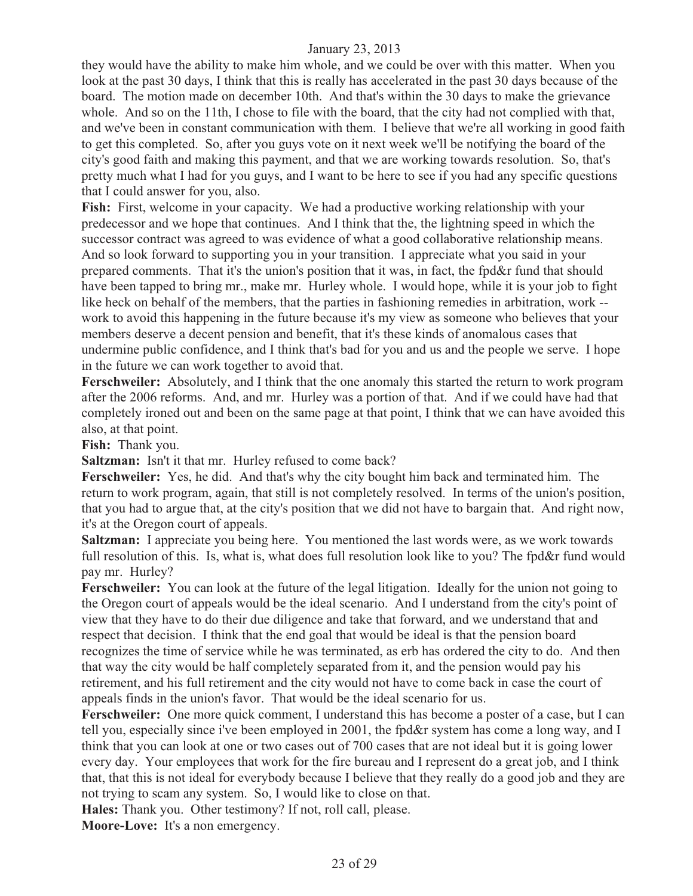they would have the ability to make him whole, and we could be over with this matter. When you look at the past 30 days, I think that this is really has accelerated in the past 30 days because of the board. The motion made on december 10th. And that's within the 30 days to make the grievance whole. And so on the 11th, I chose to file with the board, that the city had not complied with that, and we've been in constant communication with them. I believe that we're all working in good faith to get this completed. So, after you guys vote on it next week we'll be notifying the board of the city's good faith and making this payment, and that we are working towards resolution. So, that's pretty much what I had for you guys, and I want to be here to see if you had any specific questions that I could answer for you, also.

**Fish:** First, welcome in your capacity. We had a productive working relationship with your predecessor and we hope that continues. And I think that the, the lightning speed in which the successor contract was agreed to was evidence of what a good collaborative relationship means. And so look forward to supporting you in your transition. I appreciate what you said in your prepared comments. That it's the union's position that it was, in fact, the fpd&r fund that should have been tapped to bring mr., make mr. Hurley whole. I would hope, while it is your job to fight like heck on behalf of the members, that the parties in fashioning remedies in arbitration, work -- work to avoid this happening in the future because it's my view as someone who believes that your members deserve a decent pension and benefit, that it's these kinds of anomalous cases that undermine public confidence, and I think that's bad for you and us and the people we serve. I hope in the future we can work together to avoid that.

**Ferschweiler:** Absolutely, and I think that the one anomaly this started the return to work program after the 2006 reforms. And, and mr. Hurley was a portion of that. And if we could have had that completely ironed out and been on the same page at that point, I think that we can have avoided this also, at that point.

**Fish:** Thank you.

**Saltzman:** Isn't it that mr. Hurley refused to come back?

**Ferschweiler:** Yes, he did. And that's why the city bought him back and terminated him. The return to work program, again, that still is not completely resolved. In terms of the union's position, that you had to argue that, at the city's position that we did not have to bargain that. And right now, it's at the Oregon court of appeals.

**Saltzman:** I appreciate you being here. You mentioned the last words were, as we work towards full resolution of this. Is, what is, what does full resolution look like to you? The fpd&r fund would pay mr. Hurley?

**Ferschweiler:** You can look at the future of the legal litigation. Ideally for the union not going to the Oregon court of appeals would be the ideal scenario. And I understand from the city's point of view that they have to do their due diligence and take that forward, and we understand that and respect that decision. I think that the end goal that would be ideal is that the pension board recognizes the time of service while he was terminated, as erb has ordered the city to do. And then that way the city would be half completely separated from it, and the pension would pay his retirement, and his full retirement and the city would not have to come back in case the court of appeals finds in the union's favor. That would be the ideal scenario for us.

**Ferschweiler:** One more quick comment, I understand this has become a poster of a case, but I can tell you, especially since i've been employed in 2001, the fpd&r system has come a long way, and I think that you can look at one or two cases out of 700 cases that are not ideal but it is going lower every day. Your employees that work for the fire bureau and I represent do a great job, and I think that, that this is not ideal for everybody because I believe that they really do a good job and they are not trying to scam any system. So, I would like to close on that.

**Hales:** Thank you. Other testimony? If not, roll call, please.

**Moore-Love:** It's a non emergency.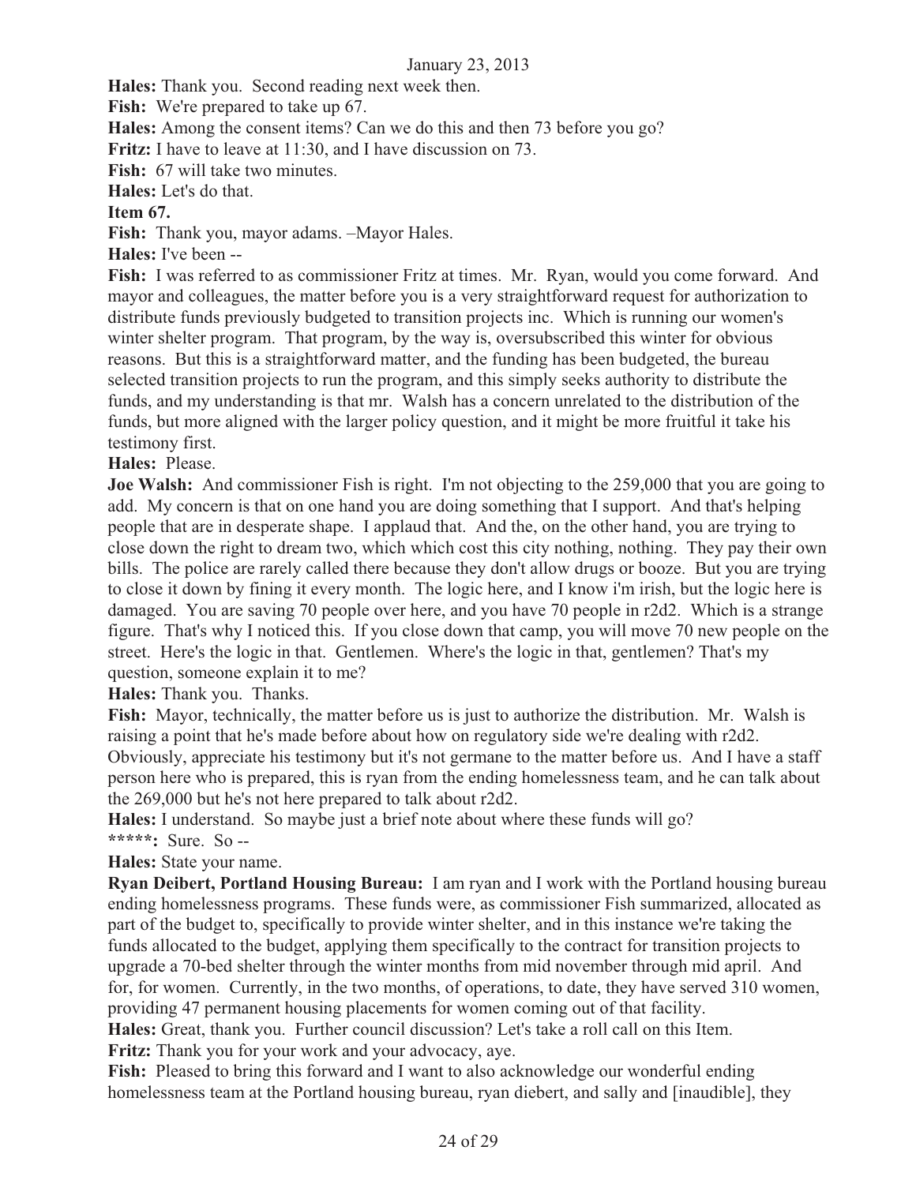**Hales:** Thank you. Second reading next week then.

**Fish:** We're prepared to take up 67.

**Hales:** Among the consent items? Can we do this and then 73 before you go?

**Fritz:** I have to leave at 11:30, and I have discussion on 73.

**Fish:** 67 will take two minutes.

**Hales:** Let's do that.

**Item 67.**

**Fish:** Thank you, mayor adams. –Mayor Hales.

**Hales:** I've been --

**Fish:** I was referred to as commissioner Fritz at times. Mr. Ryan, would you come forward. And mayor and colleagues, the matter before you is a very straightforward request for authorization to distribute funds previously budgeted to transition projects inc. Which is running our women's winter shelter program. That program, by the way is, oversubscribed this winter for obvious reasons. But this is a straightforward matter, and the funding has been budgeted, the bureau selected transition projects to run the program, and this simply seeks authority to distribute the funds, and my understanding is that mr. Walsh has a concern unrelated to the distribution of the funds, but more aligned with the larger policy question, and it might be more fruitful it take his testimony first.

**Hales:** Please.

**Joe Walsh:** And commissioner Fish is right. I'm not objecting to the 259,000 that you are going to add. My concern is that on one hand you are doing something that I support. And that's helping people that are in desperate shape. I applaud that. And the, on the other hand, you are trying to close down the right to dream two, which which cost this city nothing, nothing. They pay their own bills. The police are rarely called there because they don't allow drugs or booze. But you are trying to close it down by fining it every month. The logic here, and I know i'm irish, but the logic here is damaged. You are saving 70 people over here, and you have 70 people in r2d2. Which is a strange figure. That's why I noticed this. If you close down that camp, you will move 70 new people on the street. Here's the logic in that. Gentlemen. Where's the logic in that, gentlemen? That's my question, someone explain it to me?

**Hales:** Thank you. Thanks.

**Fish:** Mayor, technically, the matter before us is just to authorize the distribution. Mr. Walsh is raising a point that he's made before about how on regulatory side we're dealing with r2d2. Obviously, appreciate his testimony but it's not germane to the matter before us. And I have a staff person here who is prepared, this is ryan from the ending homelessness team, and he can talk about the 269,000 but he's not here prepared to talk about r2d2.

**Hales:** I understand. So maybe just a brief note about where these funds will go?

**\*\*\*\*\*:** Sure. So --

**Hales:** State your name.

**Ryan Deibert, Portland Housing Bureau:** I am ryan and I work with the Portland housing bureau ending homelessness programs. These funds were, as commissioner Fish summarized, allocated as part of the budget to, specifically to provide winter shelter, and in this instance we're taking the funds allocated to the budget, applying them specifically to the contract for transition projects to upgrade a 70-bed shelter through the winter months from mid november through mid april. And for, for women. Currently, in the two months, of operations, to date, they have served 310 women, providing 47 permanent housing placements for women coming out of that facility.

**Hales:** Great, thank you. Further council discussion? Let's take a roll call on this Item.

**Fritz:** Thank you for your work and your advocacy, aye.

**Fish:** Pleased to bring this forward and I want to also acknowledge our wonderful ending homelessness team at the Portland housing bureau, ryan diebert, and sally and [inaudible], they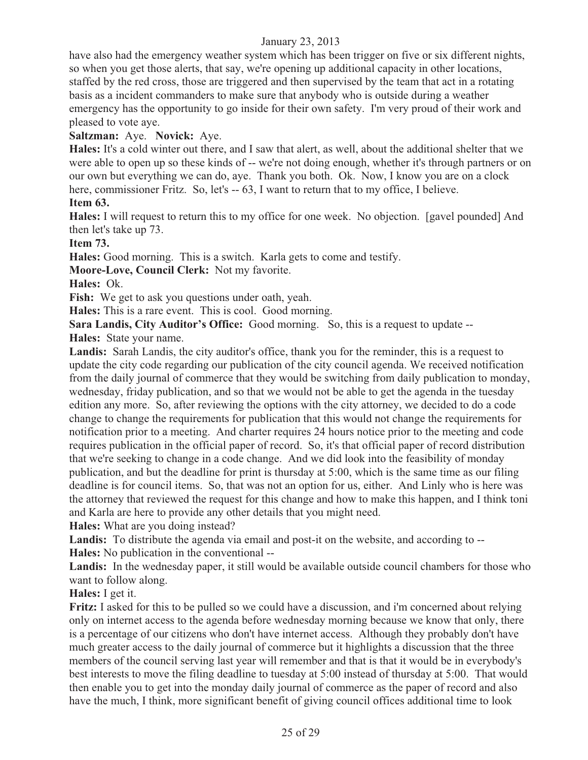have also had the emergency weather system which has been trigger on five or six different nights, so when you get those alerts, that say, we're opening up additional capacity in other locations, staffed by the red cross, those are triggered and then supervised by the team that act in a rotating basis as a incident commanders to make sure that anybody who is outside during a weather emergency has the opportunity to go inside for their own safety. I'm very proud of their work and pleased to vote aye.

**Saltzman:** Aye. **Novick:** Aye.

**Hales:** It's a cold winter out there, and I saw that alert, as well, about the additional shelter that we were able to open up so these kinds of -- we're not doing enough, whether it's through partners or on our own but everything we can do, aye. Thank you both. Ok. Now, I know you are on a clock here, commissioner Fritz. So, let's -- 63, I want to return that to my office, I believe.

**Item 63.**

**Hales:** I will request to return this to my office for one week. No objection. [gavel pounded] And then let's take up 73.

**Item 73.**

**Hales:** Good morning. This is a switch. Karla gets to come and testify.

**Moore-Love, Council Clerk:** Not my favorite.

**Hales:** Ok.

**Fish:** We get to ask you questions under oath, yeah.

**Hales:** This is a rare event. This is cool. Good morning.

**Sara Landis, City Auditor's Office:** Good morning. So, this is a request to update --

**Hales:** State your name.

**Landis:** Sarah Landis, the city auditor's office, thank you for the reminder, this is a request to update the city code regarding our publication of the city council agenda. We received notification from the daily journal of commerce that they would be switching from daily publication to monday, wednesday, friday publication, and so that we would not be able to get the agenda in the tuesday edition any more. So, after reviewing the options with the city attorney, we decided to do a code change to change the requirements for publication that this would not change the requirements for notification prior to a meeting. And charter requires 24 hours notice prior to the meeting and code requires publication in the official paper of record. So, it's that official paper of record distribution that we're seeking to change in a code change. And we did look into the feasibility of monday publication, and but the deadline for print is thursday at 5:00, which is the same time as our filing deadline is for council items. So, that was not an option for us, either. And Linly who is here was the attorney that reviewed the request for this change and how to make this happen, and I think toni and Karla are here to provide any other details that you might need.

**Hales:** What are you doing instead?

**Landis:** To distribute the agenda via email and post-it on the website, and according to --

**Hales:** No publication in the conventional --

**Landis:** In the wednesday paper, it still would be available outside council chambers for those who want to follow along.

**Hales:** I get it.

**Fritz:** I asked for this to be pulled so we could have a discussion, and i'm concerned about relying only on internet access to the agenda before wednesday morning because we know that only, there is a percentage of our citizens who don't have internet access. Although they probably don't have much greater access to the daily journal of commerce but it highlights a discussion that the three members of the council serving last year will remember and that is that it would be in everybody's best interests to move the filing deadline to tuesday at 5:00 instead of thursday at 5:00. That would then enable you to get into the monday daily journal of commerce as the paper of record and also have the much, I think, more significant benefit of giving council offices additional time to look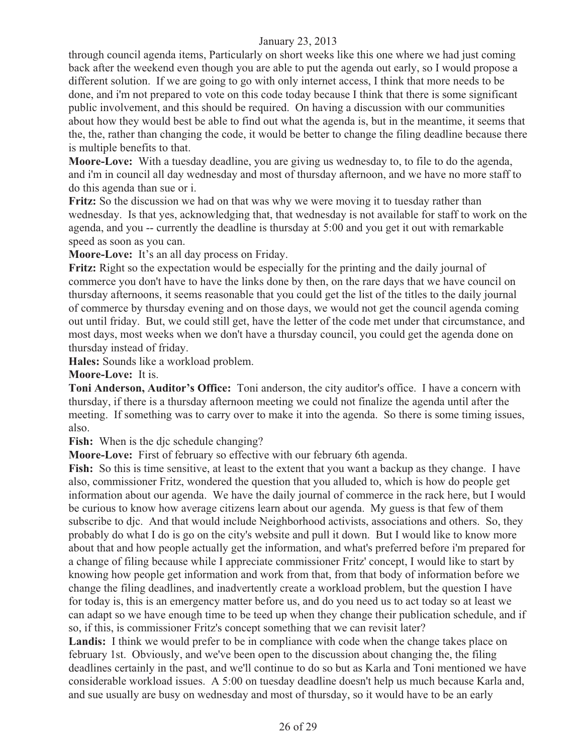through council agenda items, Particularly on short weeks like this one where we had just coming back after the weekend even though you are able to put the agenda out early, so I would propose a different solution. If we are going to go with only internet access, I think that more needs to be done, and i'm not prepared to vote on this code today because I think that there is some significant public involvement, and this should be required. On having a discussion with our communities about how they would best be able to find out what the agenda is, but in the meantime, it seems that the, the, rather than changing the code, it would be better to change the filing deadline because there is multiple benefits to that.

**Moore-Love:** With a tuesday deadline, you are giving us wednesday to, to file to do the agenda, and i'm in council all day wednesday and most of thursday afternoon, and we have no more staff to do this agenda than sue or i.

**Fritz:** So the discussion we had on that was why we were moving it to tuesday rather than wednesday. Is that yes, acknowledging that, that wednesday is not available for staff to work on the agenda, and you -- currently the deadline is thursday at 5:00 and you get it out with remarkable speed as soon as you can.

**Moore-Love:** It's an all day process on Friday.

**Fritz:** Right so the expectation would be especially for the printing and the daily journal of commerce you don't have to have the links done by then, on the rare days that we have council on thursday afternoons, it seems reasonable that you could get the list of the titles to the daily journal of commerce by thursday evening and on those days, we would not get the council agenda coming out until friday. But, we could still get, have the letter of the code met under that circumstance, and most days, most weeks when we don't have a thursday council, you could get the agenda done on thursday instead of friday.

**Hales:** Sounds like a workload problem.

**Moore-Love:** It is.

**Toni Anderson, Auditor's Office:** Toni anderson, the city auditor's office. I have a concern with thursday, if there is a thursday afternoon meeting we could not finalize the agenda until after the meeting. If something was to carry over to make it into the agenda. So there is some timing issues, also.

**Fish:** When is the djc schedule changing?

**Moore-Love:** First of february so effective with our february 6th agenda.

**Fish:** So this is time sensitive, at least to the extent that you want a backup as they change. I have also, commissioner Fritz, wondered the question that you alluded to, which is how do people get information about our agenda. We have the daily journal of commerce in the rack here, but I would be curious to know how average citizens learn about our agenda. My guess is that few of them subscribe to djc. And that would include Neighborhood activists, associations and others. So, they probably do what I do is go on the city's website and pull it down. But I would like to know more about that and how people actually get the information, and what's preferred before i'm prepared for a change of filing because while I appreciate commissioner Fritz' concept, I would like to start by knowing how people get information and work from that, from that body of information before we change the filing deadlines, and inadvertently create a workload problem, but the question I have for today is, this is an emergency matter before us, and do you need us to act today so at least we can adapt so we have enough time to be teed up when they change their publication schedule, and if so, if this, is commissioner Fritz's concept something that we can revisit later?

**Landis:** I think we would prefer to be in compliance with code when the change takes place on february 1st. Obviously, and we've been open to the discussion about changing the, the filing deadlines certainly in the past, and we'll continue to do so but as Karla and Toni mentioned we have considerable workload issues. A 5:00 on tuesday deadline doesn't help us much because Karla and, and sue usually are busy on wednesday and most of thursday, so it would have to be an early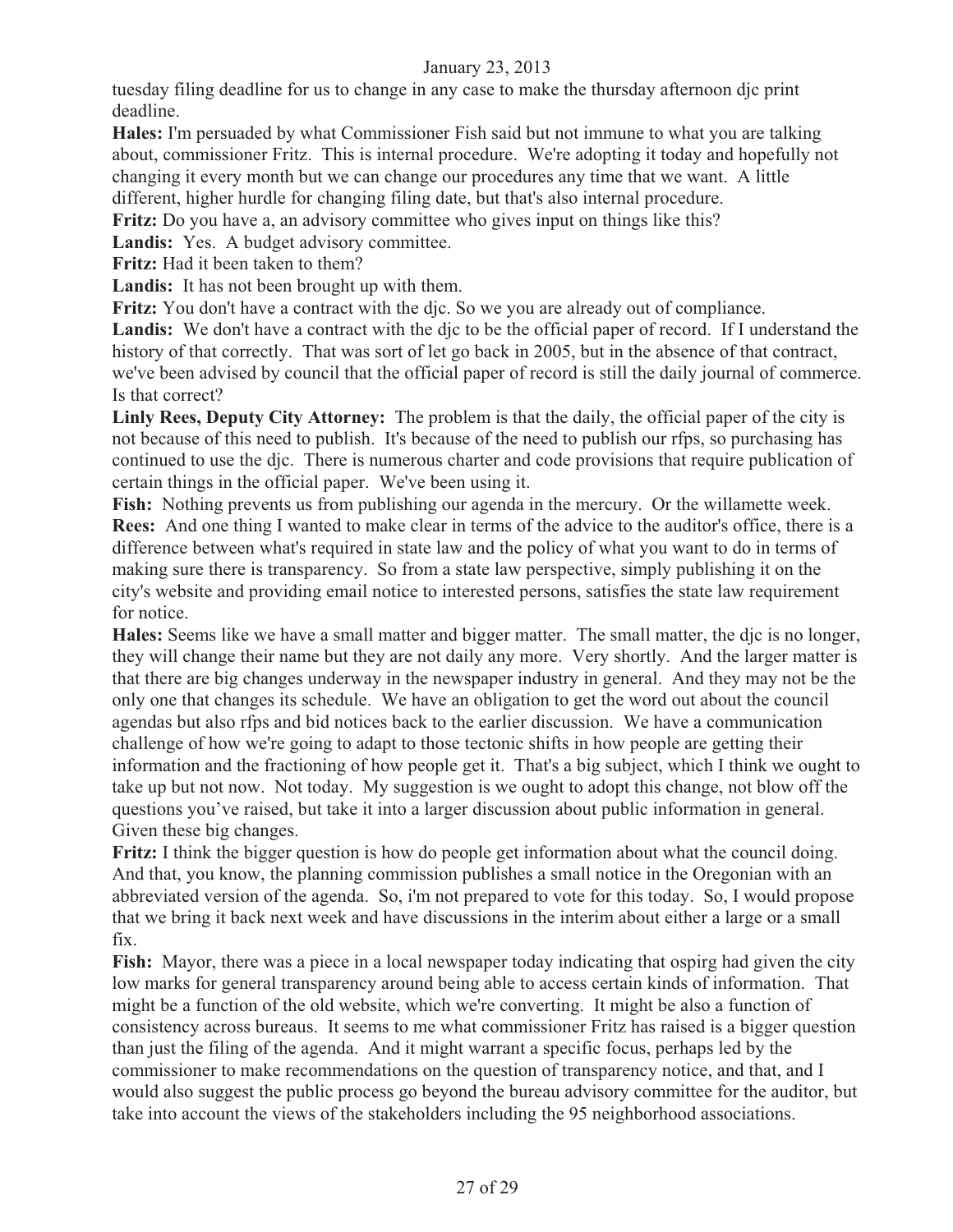tuesday filing deadline for us to change in any case to make the thursday afternoon djc print deadline.

**Hales:** I'm persuaded by what Commissioner Fish said but not immune to what you are talking about, commissioner Fritz. This is internal procedure. We're adopting it today and hopefully not changing it every month but we can change our procedures any time that we want. A little different, higher hurdle for changing filing date, but that's also internal procedure.

**Fritz:** Do you have a, an advisory committee who gives input on things like this?

**Landis:** Yes. A budget advisory committee.

**Fritz:** Had it been taken to them?

**Landis:** It has not been brought up with them.

**Fritz:** You don't have a contract with the djc. So we you are already out of compliance.

**Landis:** We don't have a contract with the djc to be the official paper of record. If I understand the history of that correctly. That was sort of let go back in 2005, but in the absence of that contract, we've been advised by council that the official paper of record is still the daily journal of commerce. Is that correct?

**Linly Rees, Deputy City Attorney:** The problem is that the daily, the official paper of the city is not because of this need to publish. It's because of the need to publish our rfps, so purchasing has continued to use the djc. There is numerous charter and code provisions that require publication of certain things in the official paper. We've been using it.

**Fish:** Nothing prevents us from publishing our agenda in the mercury. Or the willamette week.

**Rees:** And one thing I wanted to make clear in terms of the advice to the auditor's office, there is a difference between what's required in state law and the policy of what you want to do in terms of making sure there is transparency. So from a state law perspective, simply publishing it on the city's website and providing email notice to interested persons, satisfies the state law requirement for notice.

**Hales:** Seems like we have a small matter and bigger matter. The small matter, the djc is no longer, they will change their name but they are not daily any more. Very shortly. And the larger matter is that there are big changes underway in the newspaper industry in general. And they may not be the only one that changes its schedule. We have an obligation to get the word out about the council agendas but also rfps and bid notices back to the earlier discussion. We have a communication challenge of how we're going to adapt to those tectonic shifts in how people are getting their information and the fractioning of how people get it. That's a big subject, which I think we ought to take up but not now. Not today. My suggestion is we ought to adopt this change, not blow off the questions you've raised, but take it into a larger discussion about public information in general. Given these big changes.

**Fritz:** I think the bigger question is how do people get information about what the council doing. And that, you know, the planning commission publishes a small notice in the Oregonian with an abbreviated version of the agenda. So, i'm not prepared to vote for this today. So, I would propose that we bring it back next week and have discussions in the interim about either a large or a small fix.

**Fish:** Mayor, there was a piece in a local newspaper today indicating that ospirg had given the city low marks for general transparency around being able to access certain kinds of information. That might be a function of the old website, which we're converting. It might be also a function of consistency across bureaus. It seems to me what commissioner Fritz has raised is a bigger question than just the filing of the agenda. And it might warrant a specific focus, perhaps led by the commissioner to make recommendations on the question of transparency notice, and that, and I would also suggest the public process go beyond the bureau advisory committee for the auditor, but take into account the views of the stakeholders including the 95 neighborhood associations.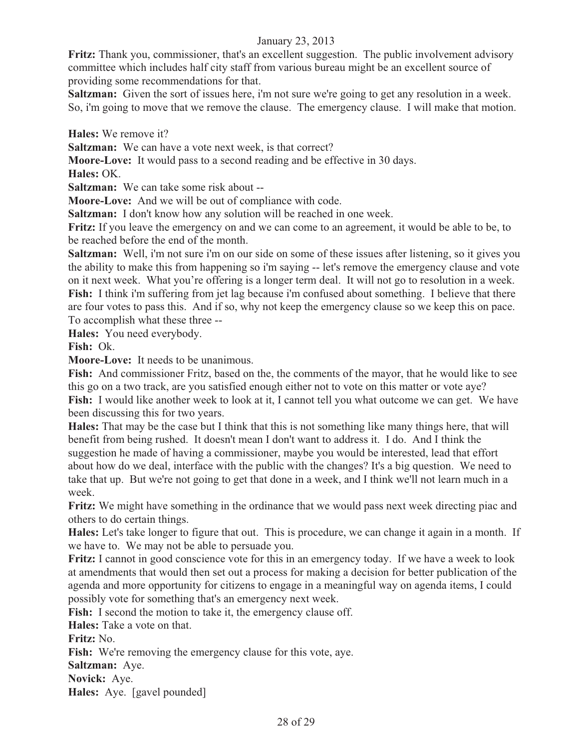**Fritz:** Thank you, commissioner, that's an excellent suggestion. The public involvement advisory committee which includes half city staff from various bureau might be an excellent source of providing some recommendations for that.

**Saltzman:** Given the sort of issues here, i'm not sure we're going to get any resolution in a week. So, i'm going to move that we remove the clause. The emergency clause. I will make that motion.

**Hales:** We remove it?

**Saltzman:** We can have a vote next week, is that correct?

**Moore-Love:** It would pass to a second reading and be effective in 30 days.

**Hales:** OK.

**Saltzman:** We can take some risk about --

**Moore-Love:** And we will be out of compliance with code.

**Saltzman:** I don't know how any solution will be reached in one week.

**Fritz:** If you leave the emergency on and we can come to an agreement, it would be able to be, to be reached before the end of the month.

**Saltzman:** Well, i'm not sure i'm on our side on some of these issues after listening, so it gives you the ability to make this from happening so i'm saying -- let's remove the emergency clause and vote on it next week. What you're offering is a longer term deal. It will not go to resolution in a week.

**Fish:** I think i'm suffering from jet lag because i'm confused about something. I believe that there are four votes to pass this. And if so, why not keep the emergency clause so we keep this on pace. To accomplish what these three --

**Hales:** You need everybody.

**Fish:** Ok.

**Moore-Love:** It needs to be unanimous.

**Fish:** And commissioner Fritz, based on the, the comments of the mayor, that he would like to see this go on a two track, are you satisfied enough either not to vote on this matter or vote aye?

**Fish:** I would like another week to look at it, I cannot tell you what outcome we can get. We have been discussing this for two years.

**Hales:** That may be the case but I think that this is not something like many things here, that will benefit from being rushed. It doesn't mean I don't want to address it. I do. And I think the suggestion he made of having a commissioner, maybe you would be interested, lead that effort about how do we deal, interface with the public with the changes? It's a big question. We need to take that up. But we're not going to get that done in a week, and I think we'll not learn much in a week.

**Fritz:** We might have something in the ordinance that we would pass next week directing piac and others to do certain things.

**Hales:** Let's take longer to figure that out. This is procedure, we can change it again in a month. If we have to. We may not be able to persuade you.

**Fritz:** I cannot in good conscience vote for this in an emergency today. If we have a week to look at amendments that would then set out a process for making a decision for better publication of the agenda and more opportunity for citizens to engage in a meaningful way on agenda items, I could possibly vote for something that's an emergency next week.

**Fish:** I second the motion to take it, the emergency clause off.

**Hales:** Take a vote on that.

**Fritz:** No.

**Fish:** We're removing the emergency clause for this vote, aye.

**Saltzman:** Aye.

**Novick:** Aye.

**Hales:** Aye. [gavel pounded]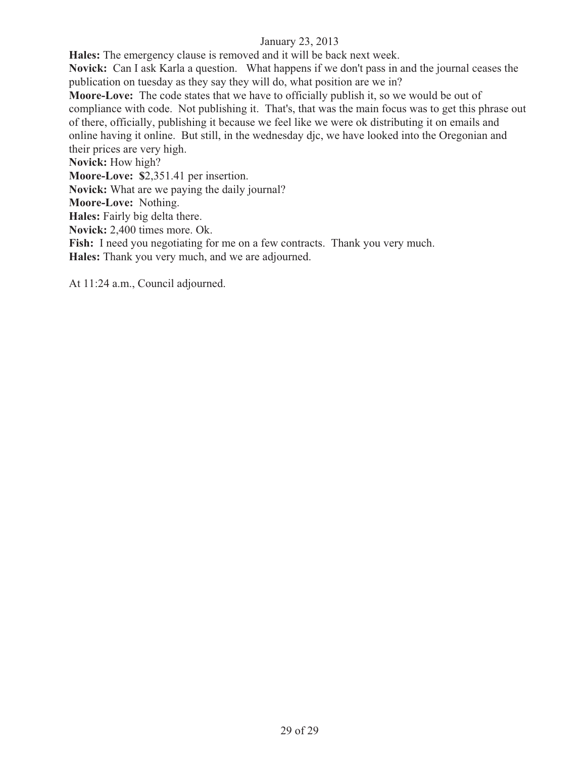**Hales:** The emergency clause is removed and it will be back next week.

**Novick:** Can I ask Karla a question. What happens if we don't pass in and the journal ceases the publication on tuesday as they say they will do, what position are we in?

**Moore-Love:** The code states that we have to officially publish it, so we would be out of compliance with code. Not publishing it. That's, that was the main focus was to get this phrase out of there, officially, publishing it because we feel like we were ok distributing it on emails and online having it online. But still, in the wednesday djc, we have looked into the Oregonian and their prices are very high.

**Novick:** How high?

**Moore-Love:** $2,351.41 per insertion.

**Novick:** What are we paying the daily journal?

**Moore-Love:** Nothing.

**Hales:** Fairly big delta there.

**Novick:** 2,400 times more. Ok.

**Fish:** I need you negotiating for me on a few contracts. Thank you very much.

**Hales:** Thank you very much, and we are adjourned.

At 11:24 a.m., Council adjourned.